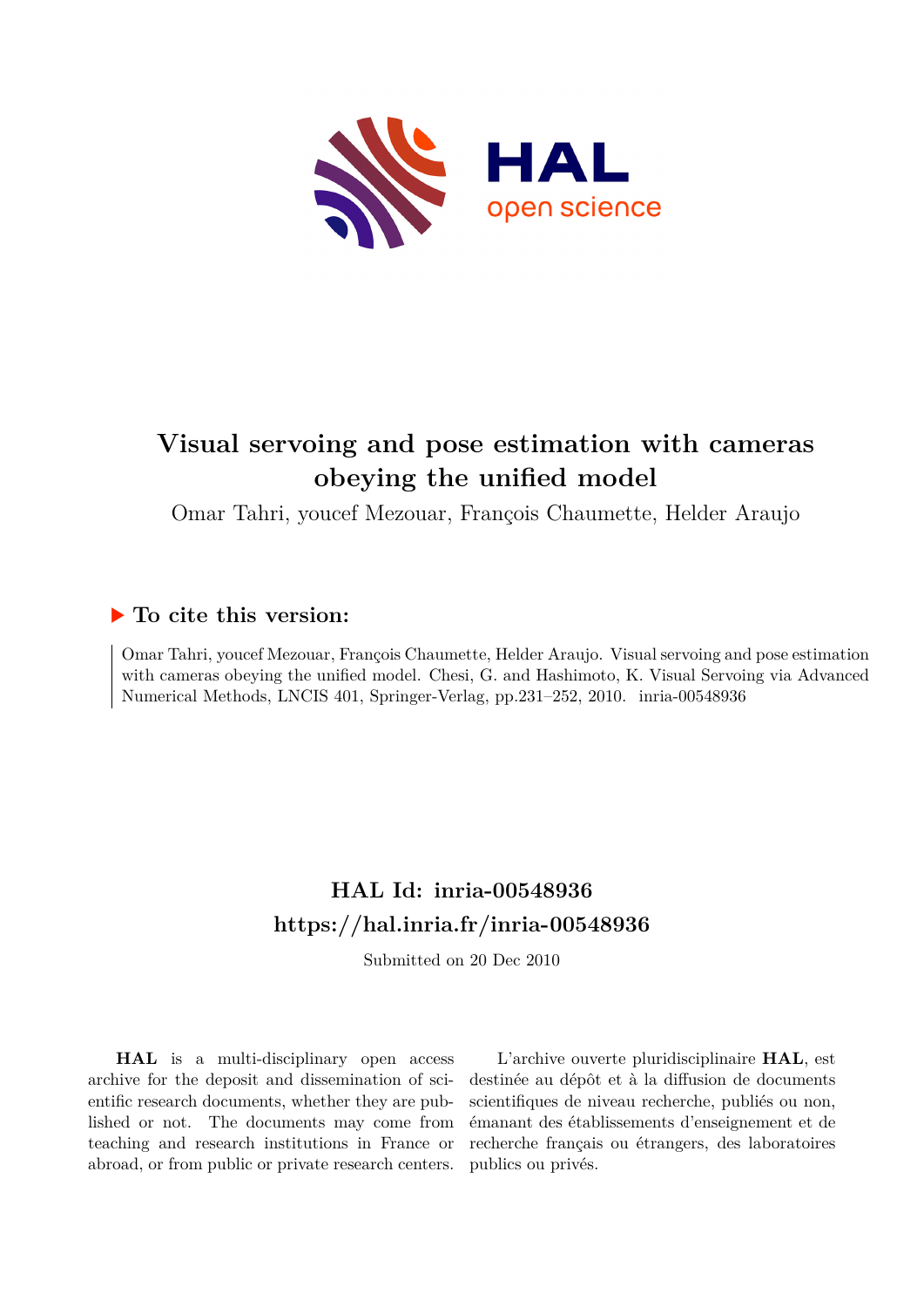# Visual servoing and pose estimation with cameras obeying the unified model

Omar Tahri, youcef Mezouar, François Chaumette, Helder Araujo

## ▶ To cite this version:

Omar Tahri, youcef Mezouar, François Chaumette, Helder Araujo. Visual servoing and pose estimation with cameras obeying the unified model. Chesi, G. and Hashimoto, K. Visual Servoing via Advanced Numerical Methods, LNCIS 401, Springer-Verlag, pp.231–252, 2010. inria-00548936

## HAL Id: inria-00548936
## https://hal.inria.fr/inria-00548936

Submitted on 20 Dec 2010

**HAL** is a multi-disciplinary open access archive for the deposit and dissemination of scientific research documents, whether they are published or not. The documents may come from teaching and research institutions in France or abroad, or from public or private research centers.

L'archive ouverte pluridisciplinaire **HAL**, est destinée au dépôt et à la diffusion de documents scientifiques de niveau recherche, publiés ou non, émanant des établissements d'enseignement et de recherche français ou étrangers, des laboratoires publics ou privés.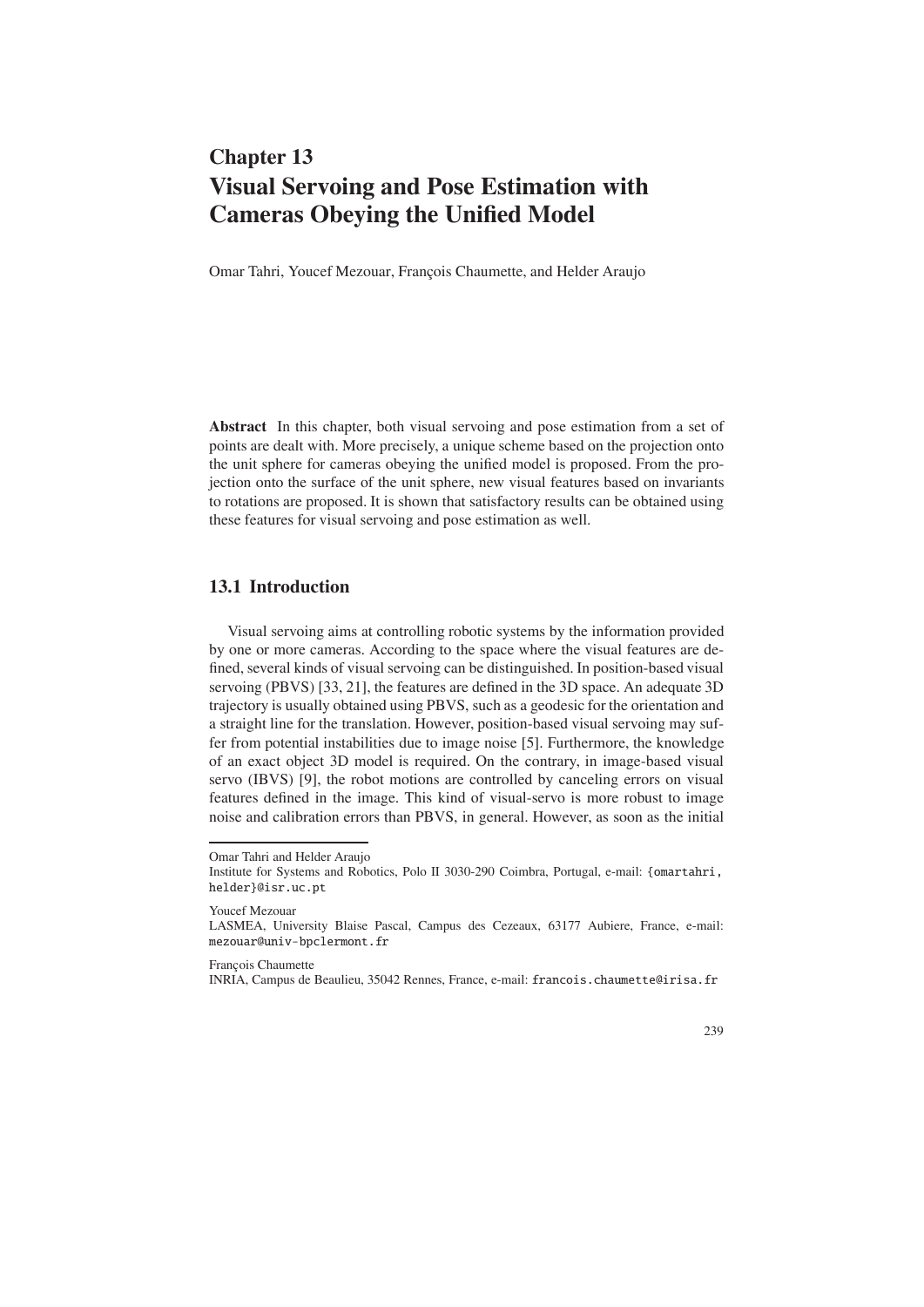# Chapter 13
# Visual Servoing and Pose Estimation with Cameras Obeying the Unified Model

Omar Tahri, Youcef Mezouar, François Chaumette, and Helder Araujo

**Abstract** In this chapter, both visual servoing and pose estimation from a set of points are dealt with. More precisely, a unique scheme based on the projection onto the unit sphere for cameras obeying the unified model is proposed. From the projection onto the surface of the unit sphere, new visual features based on invariants to rotations are proposed. It is shown that satisfactory results can be obtained using these features for visual servoing and pose estimation as well.

## 13.1 Introduction

Visual servoing aims at controlling robotic systems by the information provided by one or more cameras. According to the space where the visual features are defined, several kinds of visual servoing can be distinguished. In position-based visual servoing (PBVS) [33, 21], the features are defined in the 3D space. An adequate 3D trajectory is usually obtained using PBVS, such as a geodesic for the orientation and a straight line for the translation. However, position-based visual servoing may suffer from potential instabilities due to image noise [5]. Furthermore, the knowledge of an exact object 3D model is required. On the contrary, in image-based visual servo (IBVS) [9], the robot motions are controlled by canceling errors on visual features defined in the image. This kind of visual-servo is more robust to image noise and calibration errors than PBVS, in general. However, as soon as the initial

---

Omar Tahri and Helder Araujo
Institute for Systems and Robotics, Polo II 3030-290 Coimbra, Portugal, e-mail: {omartahri, helder}@isr.uc.pt

Youcef Mezouar
LASMEA, University Blaise Pascal, Campus des Cezeaux, 63177 Aubiere, France, e-mail: mezouar@univ-bpclermont.fr

François Chaumette
INRIA, Campus de Beaulieu, 35042 Rennes, France, e-mail: francois.chaumette@irisa.fr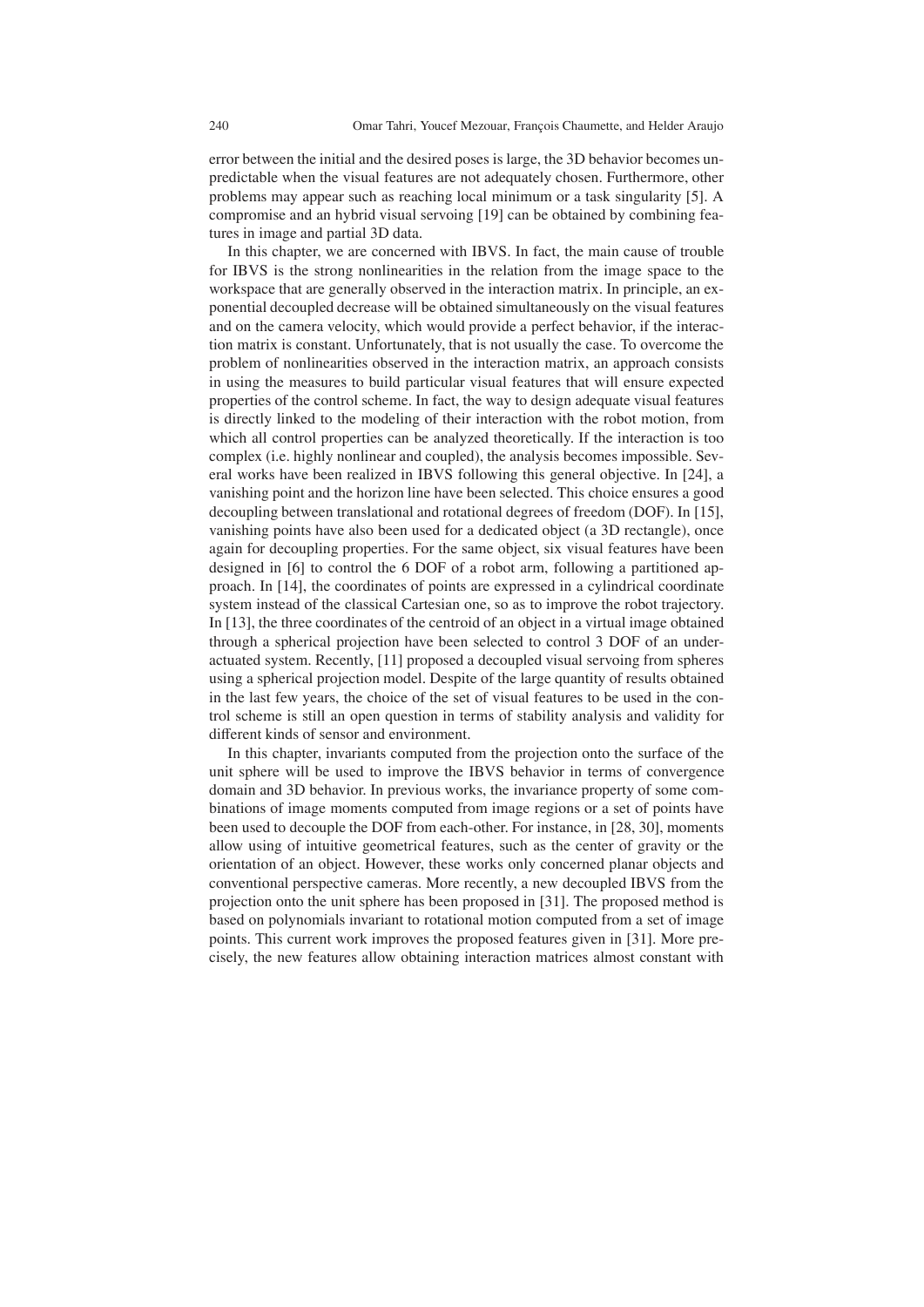error between the initial and the desired poses is large, the 3D behavior becomes unpredictable when the visual features are not adequately chosen. Furthermore, other problems may appear such as reaching local minimum or a task singularity [5]. A compromise and an hybrid visual servoing [19] can be obtained by combining features in image and partial 3D data.

In this chapter, we are concerned with IBVS. In fact, the main cause of trouble for IBVS is the strong nonlinearities in the relation from the image space to the workspace that are generally observed in the interaction matrix. In principle, an exponential decoupled decrease will be obtained simultaneously on the visual features and on the camera velocity, which would provide a perfect behavior, if the interaction matrix is constant. Unfortunately, that is not usually the case. To overcome the problem of nonlinearities observed in the interaction matrix, an approach consists in using the measures to build particular visual features that will ensure expected properties of the control scheme. In fact, the way to design adequate visual features is directly linked to the modeling of their interaction with the robot motion, from which all control properties can be analyzed theoretically. If the interaction is too complex (i.e. highly nonlinear and coupled), the analysis becomes impossible. Several works have been realized in IBVS following this general objective. In [24], a vanishing point and the horizon line have been selected. This choice ensures a good decoupling between translational and rotational degrees of freedom (DOF). In [15], vanishing points have also been used for a dedicated object (a 3D rectangle), once again for decoupling properties. For the same object, six visual features have been designed in [6] to control the 6 DOF of a robot arm, following a partitioned approach. In [14], the coordinates of points are expressed in a cylindrical coordinate system instead of the classical Cartesian one, so as to improve the robot trajectory. In [13], the three coordinates of the centroid of an object in a virtual image obtained through a spherical projection have been selected to control 3 DOF of an underactuated system. Recently, [11] proposed a decoupled visual servoing from spheres using a spherical projection model. Despite of the large quantity of results obtained in the last few years, the choice of the set of visual features to be used in the control scheme is still an open question in terms of stability analysis and validity for different kinds of sensor and environment.

In this chapter, invariants computed from the projection onto the surface of the unit sphere will be used to improve the IBVS behavior in terms of convergence domain and 3D behavior. In previous works, the invariance property of some combinations of image moments computed from image regions or a set of points have been used to decouple the DOF from each-other. For instance, in [28, 30], moments allow using of intuitive geometrical features, such as the center of gravity or the orientation of an object. However, these works only concerned planar objects and conventional perspective cameras. More recently, a new decoupled IBVS from the projection onto the unit sphere has been proposed in [31]. The proposed method is based on polynomials invariant to rotational motion computed from a set of image points. This current work improves the proposed features given in [31]. More precisely, the new features allow obtaining interaction matrices almost constant with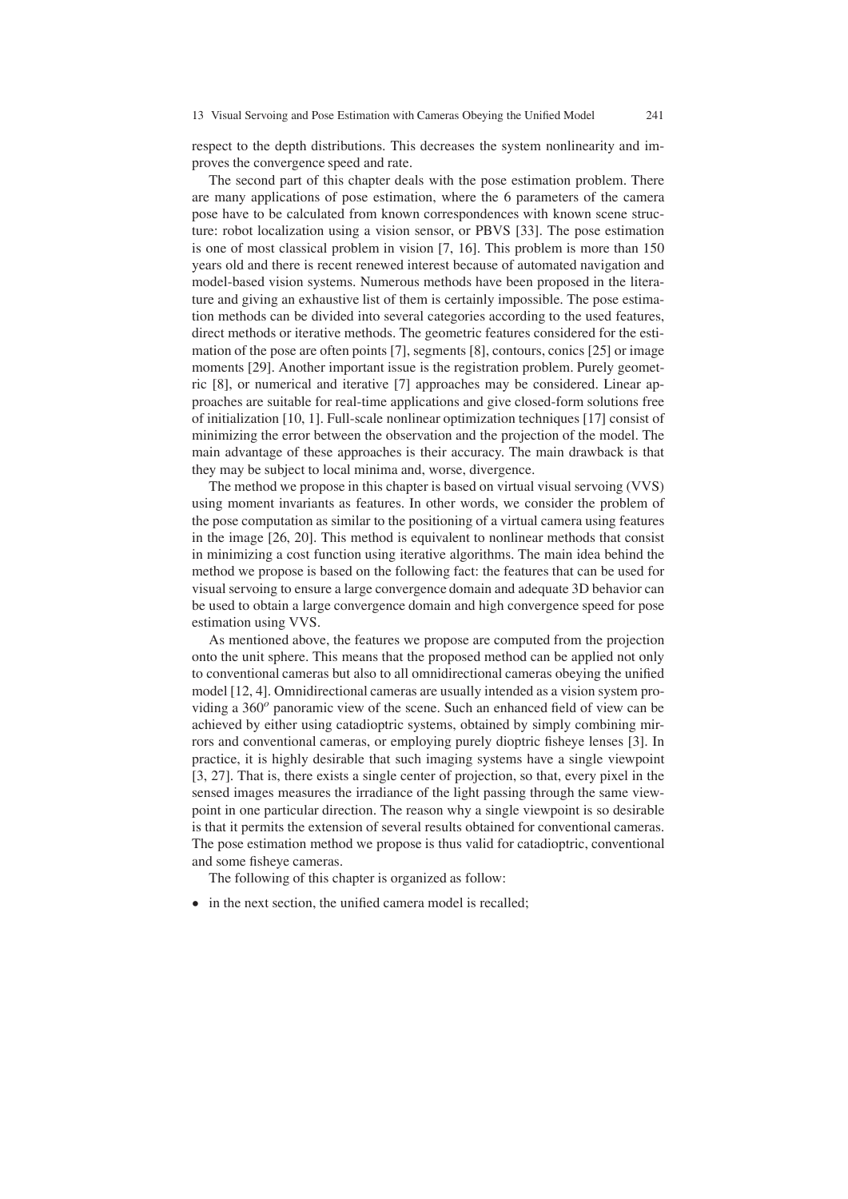respect to the depth distributions. This decreases the system nonlinearity and improves the convergence speed and rate.

The second part of this chapter deals with the pose estimation problem. There are many applications of pose estimation, where the 6 parameters of the camera pose have to be calculated from known correspondences with known scene structure: robot localization using a vision sensor, or PBVS [33]. The pose estimation is one of most classical problem in vision [7, 16]. This problem is more than 150 years old and there is recent renewed interest because of automated navigation and model-based vision systems. Numerous methods have been proposed in the literature and giving an exhaustive list of them is certainly impossible. The pose estimation methods can be divided into several categories according to the used features, direct methods or iterative methods. The geometric features considered for the estimation of the pose are often points [7], segments [8], contours, conics [25] or image moments [29]. Another important issue is the registration problem. Purely geometric [8], or numerical and iterative [7] approaches may be considered. Linear approaches are suitable for real-time applications and give closed-form solutions free of initialization [10, 1]. Full-scale nonlinear optimization techniques [17] consist of minimizing the error between the observation and the projection of the model. The main advantage of these approaches is their accuracy. The main drawback is that they may be subject to local minima and, worse, divergence.

The method we propose in this chapter is based on virtual visual servoing (VVS) using moment invariants as features. In other words, we consider the problem of the pose computation as similar to the positioning of a virtual camera using features in the image [26, 20]. This method is equivalent to nonlinear methods that consist in minimizing a cost function using iterative algorithms. The main idea behind the method we propose is based on the following fact: the features that can be used for visual servoing to ensure a large convergence domain and adequate 3D behavior can be used to obtain a large convergence domain and high convergence speed for pose estimation using VVS.

As mentioned above, the features we propose are computed from the projection onto the unit sphere. This means that the proposed method can be applied not only to conventional cameras but also to all omnidirectional cameras obeying the unified model [12, 4]. Omnidirectional cameras are usually intended as a vision system providing a $360^o$ panoramic view of the scene. Such an enhanced field of view can be achieved by either using catadioptric systems, obtained by simply combining mirrors and conventional cameras, or employing purely dioptric fisheye lenses [3]. In practice, it is highly desirable that such imaging systems have a single viewpoint [3, 27]. That is, there exists a single center of projection, so that, every pixel in the sensed images measures the irradiance of the light passing through the same viewpoint in one particular direction. The reason why a single viewpoint is so desirable is that it permits the extension of several results obtained for conventional cameras. The pose estimation method we propose is thus valid for catadioptric, conventional and some fisheye cameras.

The following of this chapter is organized as follow:

- in the next section, the unified camera model is recalled;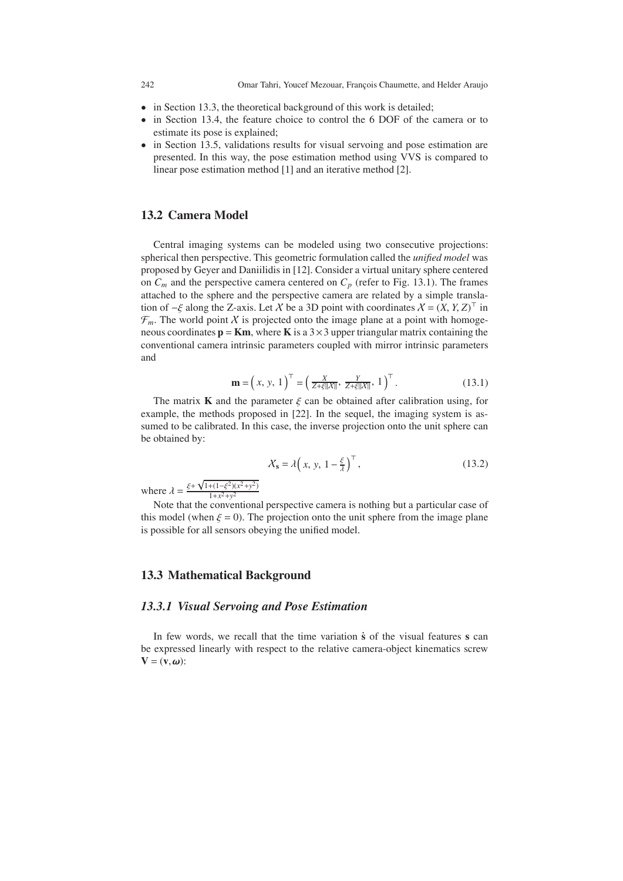- in Section 13.3, the theoretical background of this work is detailed;
- in Section 13.4, the feature choice to control the 6 DOF of the camera or to estimate its pose is explained;
- in Section 13.5, validations results for visual servoing and pose estimation are presented. In this way, the pose estimation method using VVS is compared to linear pose estimation method [1] and an iterative method [2].

## 13.2 Camera Model

Central imaging systems can be modeled using two consecutive projections: spherical then perspective. This geometric formulation called the *unified model* was proposed by Geyer and Daniilidis in [12]. Consider a virtual unitary sphere centered on $C_m$ and the perspective camera centered on $C_p$ (refer to Fig. 13.1). The frames attached to the sphere and the perspective camera are related by a simple translation of $-\xi$ along the Z-axis. Let $\mathcal{X}$ be a 3D point with coordinates $\mathcal{X} = (X, Y, Z)^\top$ in $\mathcal{F}_m$. The world point $\mathcal{X}$ is projected onto the image plane at a point with homogeneous coordinates $\mathbf{p} = \mathbf{K}\mathbf{m}$, where $\mathbf{K}$ is a $3\times 3$ upper triangular matrix containing the conventional camera intrinsic parameters coupled with mirror intrinsic parameters and

$$\mathbf{m} = \begin{pmatrix} x, & y, & 1 \end{pmatrix}^\top = \begin{pmatrix} \frac{X}{Z+\xi\|\mathcal{X}\|}, & \frac{Y}{Z+\xi\|\mathcal{X}\|}, & 1 \end{pmatrix}^\top. \tag{13.1}$$

The matrix $\mathbf{K}$ and the parameter $\xi$ can be obtained after calibration using, for example, the methods proposed in [22]. In the sequel, the imaging system is assumed to be calibrated. In this case, the inverse projection onto the unit sphere can be obtained by:

$$\mathcal{X}_\mathbf{s} = \lambda \begin{pmatrix} x, & y, & 1 - \frac{\xi}{\lambda} \end{pmatrix}^\top, \tag{13.2}$$

where $\lambda = \frac{\xi + \sqrt{1+(1-\xi^2)(x^2+y^2)}}{1+x^2+y^2}$

Note that the conventional perspective camera is nothing but a particular case of this model (when $\xi = 0$). The projection onto the unit sphere from the image plane is possible for all sensors obeying the unified model.

## 13.3 Mathematical Background

### 13.3.1 Visual Servoing and Pose Estimation

In few words, we recall that the time variation $\dot{\mathbf{s}}$ of the visual features $\mathbf{s}$ can be expressed linearly with respect to the relative camera-object kinematics screw $\mathbf{V} = (\mathbf{v}, \boldsymbol{\omega})$: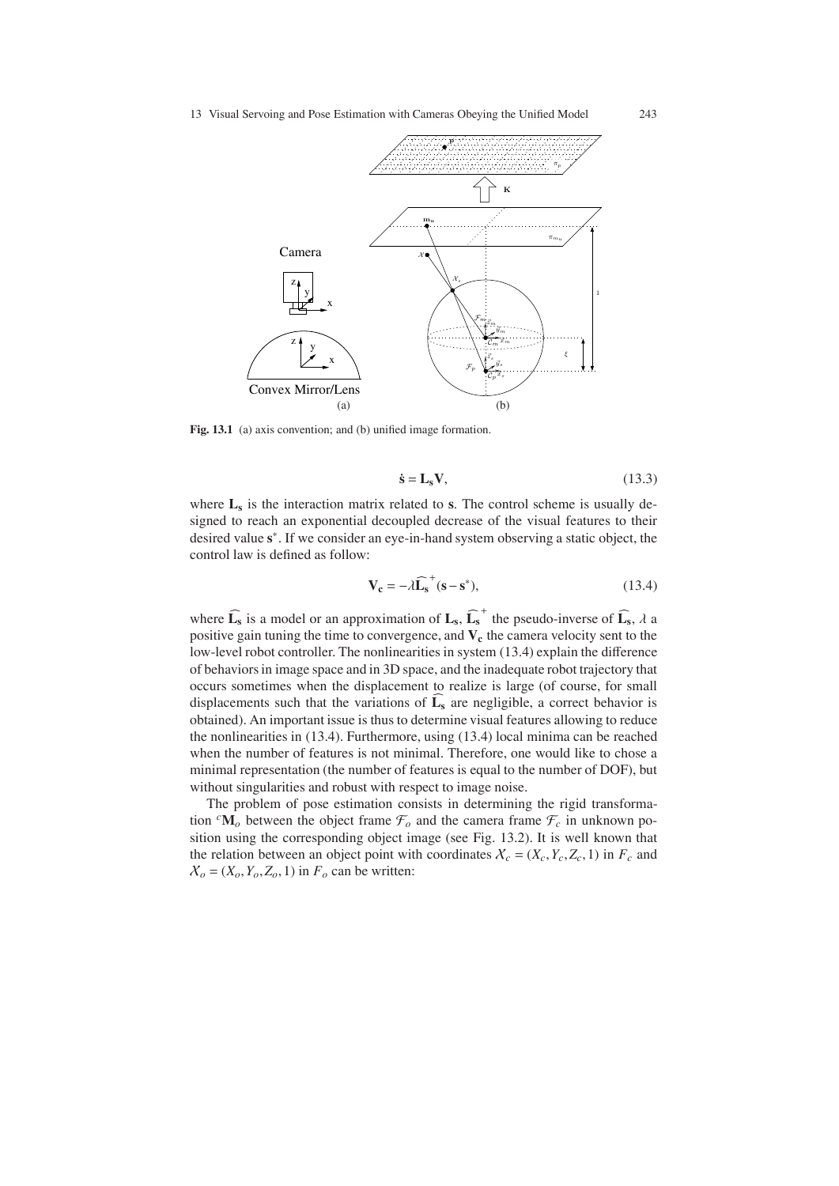**Fig. 13.1** (a) axis convention; and (b) unified image formation.

$$\dot{\mathbf{s}} = \mathbf{L_s}\mathbf{V}, \tag{13.3}$$

where $\mathbf{L_s}$ is the interaction matrix related to $\mathbf{s}$. The control scheme is usually designed to reach an exponential decoupled decrease of the visual features to their desired value $\mathbf{s}^*$. If we consider an eye-in-hand system observing a static object, the control law is defined as follow:

$$\mathbf{V_c} = -\lambda \widehat{\mathbf{L_s}}^+ (\mathbf{s} - \mathbf{s}^*), \tag{13.4}$$

where $\widehat{\mathbf{L_s}}$ is a model or an approximation of $\mathbf{L_s}$, $\widehat{\mathbf{L_s}}^+$ the pseudo-inverse of $\widehat{\mathbf{L_s}}$, $\lambda$ a positive gain tuning the time to convergence, and $\mathbf{V_c}$ the camera velocity sent to the low-level robot controller. The nonlinearities in system (13.4) explain the difference of behaviors in image space and in 3D space, and the inadequate robot trajectory that occurs sometimes when the displacement to realize is large (of course, for small displacements such that the variations of $\widehat{\mathbf{L_s}}$ are negligible, a correct behavior is obtained). An important issue is thus to determine visual features allowing to reduce the nonlinearities in (13.4). Furthermore, using (13.4) local minima can be reached when the number of features is not minimal. Therefore, one would like to chose a minimal representation (the number of features is equal to the number of DOF), but without singularities and robust with respect to image noise.

The problem of pose estimation consists in determining the rigid transformation ${}^c\mathbf{M}_o$ between the object frame $\mathcal{F}_o$ and the camera frame $\mathcal{F}_c$ in unknown position using the corresponding object image (see Fig. 13.2). It is well known that the relation between an object point with coordinates $\mathcal{X}_c = (X_c, Y_c, Z_c, 1)$ in $F_c$ and $\mathcal{X}_o = (X_o, Y_o, Z_o, 1)$ in $F_o$ can be written: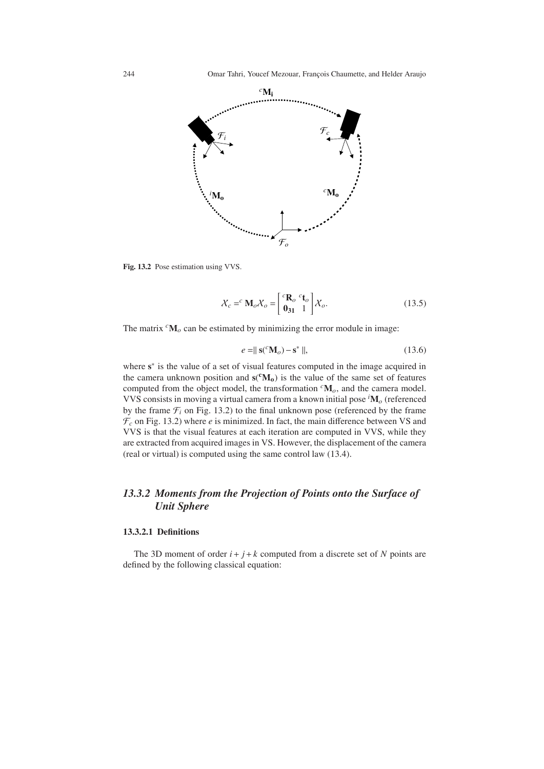**Fig. 13.2** Pose estimation using VVS.

$$\mathcal{X}_c = {}^c\mathbf{M}_o \mathcal{X}_o = \begin{bmatrix} {}^c\mathbf{R}_o & {}^c\mathbf{t}_o \\ \mathbf{0_{31}} & 1 \end{bmatrix} \mathcal{X}_o. \tag{13.5}$$

The matrix ${}^c\mathbf{M}_o$ can be estimated by minimizing the error module in image:

$$e = \| \mathbf{s}({}^c\mathbf{M}_o) - \mathbf{s}^* \|, \tag{13.6}$$

where $\mathbf{s}^*$ is the value of a set of visual features computed in the image acquired in the camera unknown position and $\mathbf{s}({}^\mathbf{c}\mathbf{M_o})$ is the value of the same set of features computed from the object model, the transformation ${}^c\mathbf{M}_o$, and the camera model. VVS consists in moving a virtual camera from a known initial pose ${}^i\mathbf{M}_o$ (referenced by the frame $\mathcal{F}_i$ on Fig. 13.2) to the final unknown pose (referenced by the frame $\mathcal{F}_c$ on Fig. 13.2) where $e$ is minimized. In fact, the main difference between VS and VVS is that the visual features at each iteration are computed in VVS, while they are extracted from acquired images in VS. However, the displacement of the camera (real or virtual) is computed using the same control law (13.4).

## *13.3.2 Moments from the Projection of Points onto the Surface of Unit Sphere*

### 13.3.2.1 Definitions

The 3D moment of order $i + j + k$ computed from a discrete set of $N$ points are defined by the following classical equation: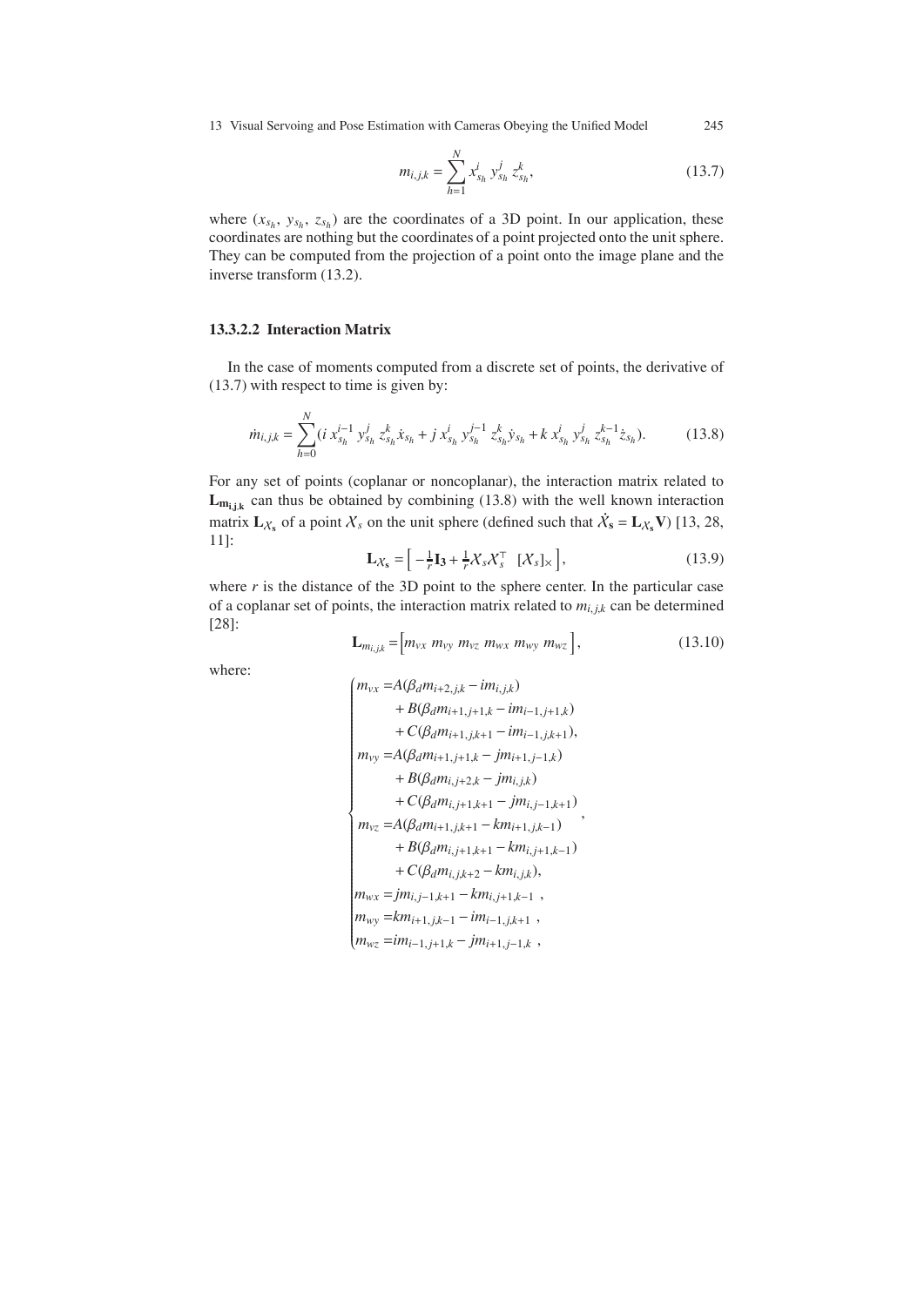$$m_{i,j,k} = \sum_{h=1}^{N} x_{s_h}^{i}\, y_{s_h}^{j}\, z_{s_h}^{k}, \tag{13.7}$$

where $(x_{s_h},\, y_{s_h},\, z_{s_h})$ are the coordinates of a 3D point. In our application, these coordinates are nothing but the coordinates of a point projected onto the unit sphere. They can be computed from the projection of a point onto the image plane and the inverse transform (13.2).

#### 13.3.2.2 Interaction Matrix

In the case of moments computed from a discrete set of points, the derivative of (13.7) with respect to time is given by:

$$\dot{m}_{i,j,k} = \sum_{h=0}^{N} (i\, x_{s_h}^{i-1}\, y_{s_h}^{j}\, z_{s_h}^{k} \dot{x}_{s_h} + j\, x_{s_h}^{i}\, y_{s_h}^{j-1}\, z_{s_h}^{k} \dot{y}_{s_h} + k\, x_{s_h}^{i}\, y_{s_h}^{j}\, z_{s_h}^{k-1} \dot{z}_{s_h}). \tag{13.8}$$

For any set of points (coplanar or noncoplanar), the interaction matrix related to $\mathbf{L}_{\mathbf{m_{i,j,k}}}$ can thus be obtained by combining (13.8) with the well known interaction matrix $\mathbf{L}_{\mathcal{X}_\mathbf{s}}$ of a point $\mathcal{X}_s$ on the unit sphere (defined such that $\dot{\mathcal{X}}_\mathbf{s} = \mathbf{L}_{\mathcal{X}_\mathbf{s}} \mathbf{V}$) [13, 28, 11]:

$$\mathbf{L}_{\mathcal{X}_\mathbf{s}} = \begin{bmatrix} -\frac{1}{r}\mathbf{I_3} + \frac{1}{r}\mathcal{X}_s \mathcal{X}_s^{\top} & [\mathcal{X}_s]_{\times} \end{bmatrix}, \tag{13.9}$$

where $r$ is the distance of the 3D point to the sphere center. In the particular case of a coplanar set of points, the interaction matrix related to $m_{i,j,k}$ can be determined [28]:

$$\mathbf{L}_{m_{i,j,k}} = \begin{bmatrix} m_{vx} & m_{vy} & m_{vz} & m_{wx} & m_{wy} & m_{wz} \end{bmatrix}, \tag{13.10}$$

where:

$$\begin{cases} m_{vx} = A(\beta_d m_{i+2,j,k} - i m_{i,j,k}) \\ \qquad + B(\beta_d m_{i+1,j+1,k} - i m_{i-1,j+1,k}) \\ \qquad + C(\beta_d m_{i+1,j,k+1} - i m_{i-1,j,k+1}), \\ m_{vy} = A(\beta_d m_{i+1,j+1,k} - j m_{i+1,j-1,k}) \\ \qquad + B(\beta_d m_{i,j+2,k} - j m_{i,j,k}) \\ \qquad + C(\beta_d m_{i,j+1,k+1} - j m_{i,j-1,k+1}) \\ m_{vz} = A(\beta_d m_{i+1,j,k+1} - k m_{i+1,j,k-1}) \\ \qquad + B(\beta_d m_{i,j+1,k+1} - k m_{i,j+1,k-1}) \\ \qquad + C(\beta_d m_{i,j,k+2} - k m_{i,j,k}), \\ m_{wx} = j m_{i,j-1,k+1} - k m_{i,j+1,k-1}\ , \\ m_{wy} = k m_{i+1,j,k-1} - i m_{i-1,j,k+1}\ , \\ m_{wz} = i m_{i-1,j+1,k} - j m_{i+1,j-1,k}\ , \end{cases},$$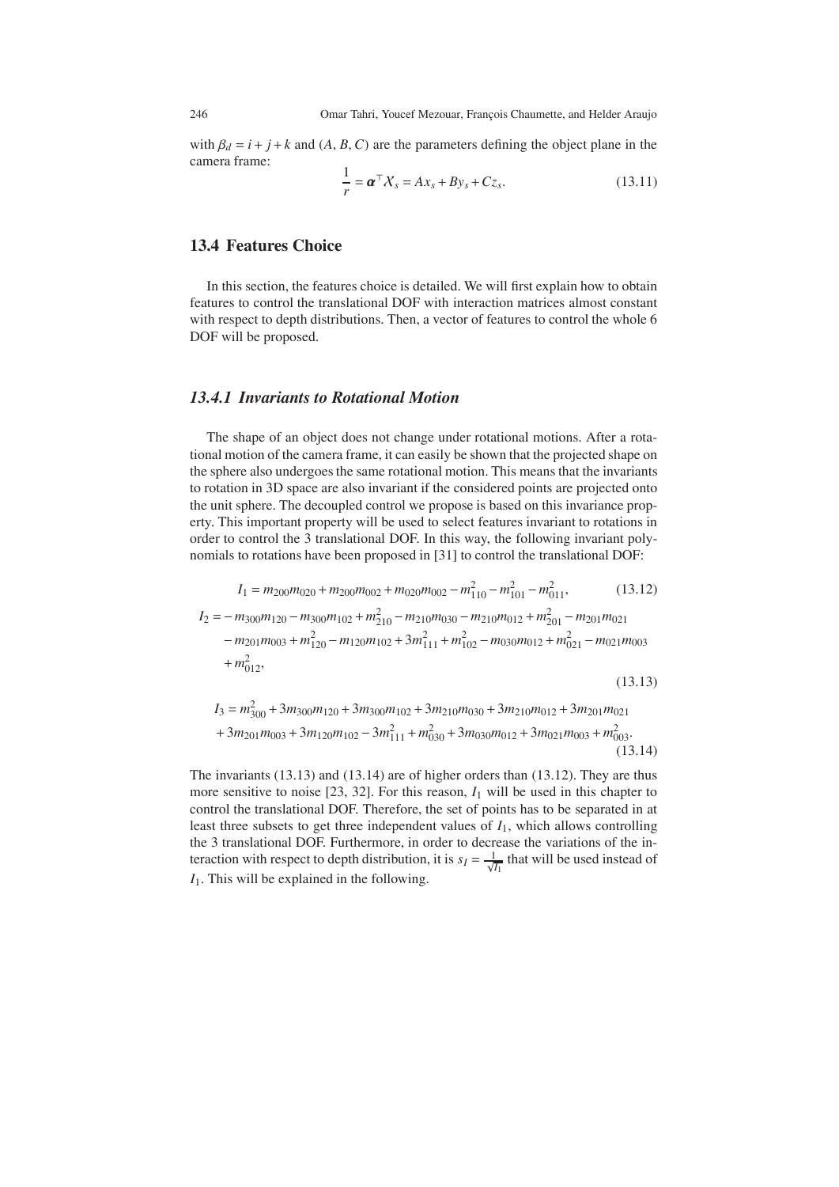with $\beta_d = i + j + k$ and $(A, B, C)$ are the parameters defining the object plane in the camera frame:

$$\frac{1}{r} = \boldsymbol{\alpha}^\top \mathcal{X}_s = Ax_s + By_s + Cz_s. \tag{13.11}$$

## 13.4 Features Choice

In this section, the features choice is detailed. We will first explain how to obtain features to control the translational DOF with interaction matrices almost constant with respect to depth distributions. Then, a vector of features to control the whole 6 DOF will be proposed.

### *13.4.1 Invariants to Rotational Motion*

The shape of an object does not change under rotational motions. After a rotational motion of the camera frame, it can easily be shown that the projected shape on the sphere also undergoes the same rotational motion. This means that the invariants to rotation in 3D space are also invariant if the considered points are projected onto the unit sphere. The decoupled control we propose is based on this invariance property. This important property will be used to select features invariant to rotations in order to control the 3 translational DOF. In this way, the following invariant polynomials to rotations have been proposed in [31] to control the translational DOF:

$$I_1 = m_{200}m_{020} + m_{200}m_{002} + m_{020}m_{002} - m_{110}^2 - m_{101}^2 - m_{011}^2, \tag{13.12}$$

$$\begin{aligned} I_2 = &- m_{300}m_{120} - m_{300}m_{102} + m_{210}^2 - m_{210}m_{030} - m_{210}m_{012} + m_{201}^2 - m_{201}m_{021} \\ &- m_{201}m_{003} + m_{120}^2 - m_{120}m_{102} + 3m_{111}^2 + m_{102}^2 - m_{030}m_{012} + m_{021}^2 - m_{021}m_{003} \\ &+ m_{012}^2, \end{aligned} \tag{13.13}$$

$$\begin{aligned} I_3 = &\; m_{300}^2 + 3m_{300}m_{120} + 3m_{300}m_{102} + 3m_{210}m_{030} + 3m_{210}m_{012} + 3m_{201}m_{021} \\ &+ 3m_{201}m_{003} + 3m_{120}m_{102} - 3m_{111}^2 + m_{030}^2 + 3m_{030}m_{012} + 3m_{021}m_{003} + m_{003}^2. \end{aligned} \tag{13.14}$$

The invariants (13.13) and (13.14) are of higher orders than (13.12). They are thus more sensitive to noise [23, 32]. For this reason, $I_1$ will be used in this chapter to control the translational DOF. Therefore, the set of points has to be separated in at least three subsets to get three independent values of $I_1$, which allows controlling the 3 translational DOF. Furthermore, in order to decrease the variations of the interaction with respect to depth distribution, it is $s_I = \frac{1}{\sqrt{I_1}}$ that will be used instead of $I_1$. This will be explained in the following.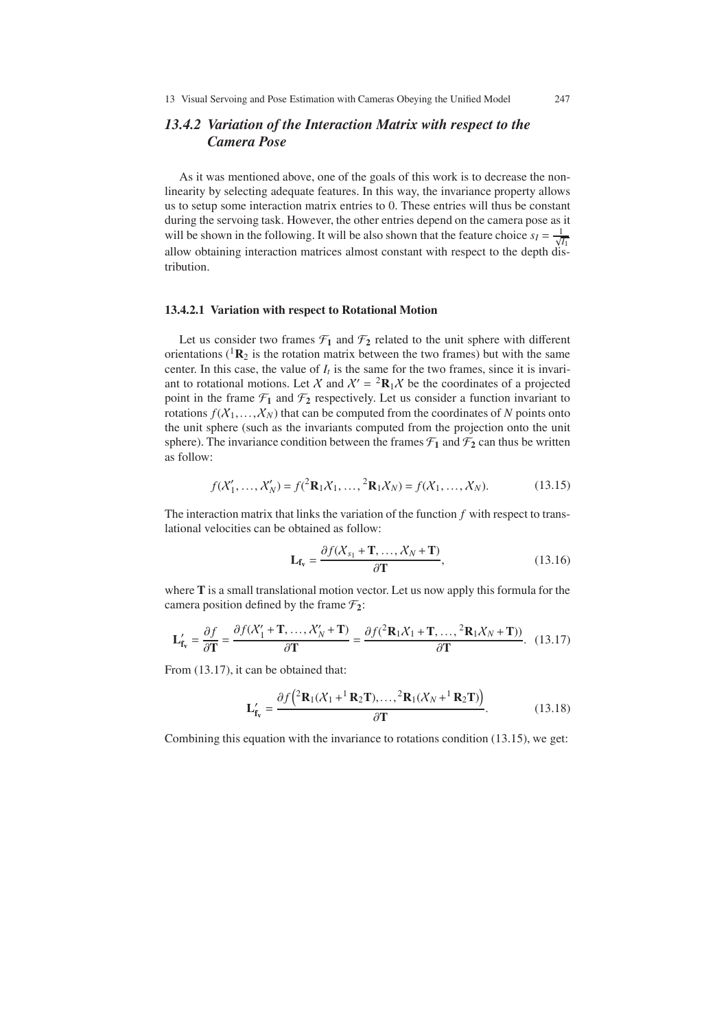### 13.4.2 Variation of the Interaction Matrix with respect to the Camera Pose

As it was mentioned above, one of the goals of this work is to decrease the non-linearity by selecting adequate features. In this way, the invariance property allows us to setup some interaction matrix entries to 0. These entries will thus be constant during the servoing task. However, the other entries depend on the camera pose as it will be shown in the following. It will be also shown that the feature choice $s_I = \frac{1}{\sqrt{I_t}}$ allow obtaining interaction matrices almost constant with respect to the depth distribution.

#### 13.4.2.1 Variation with respect to Rotational Motion

Let us consider two frames $\mathcal{F}_1$ and $\mathcal{F}_2$ related to the unit sphere with different orientations (${}^1\mathbf{R}_2$ is the rotation matrix between the two frames) but with the same center. In this case, the value of $I_t$ is the same for the two frames, since it is invariant to rotational motions. Let $\mathcal{X}$ and $\mathcal{X}' = {}^2\mathbf{R}_1\mathcal{X}$ be the coordinates of a projected point in the frame $\mathcal{F}_1$ and $\mathcal{F}_2$ respectively. Let us consider a function invariant to rotations $f(\mathcal{X}_1, \ldots, \mathcal{X}_N)$ that can be computed from the coordinates of $N$ points onto the unit sphere (such as the invariants computed from the projection onto the unit sphere). The invariance condition between the frames $\mathcal{F}_1$ and $\mathcal{F}_2$ can thus be written as follow:

$$f(\mathcal{X}'_1, \ldots, \mathcal{X}'_N) = f({}^2\mathbf{R}_1\mathcal{X}_1, \ldots, {}^2\mathbf{R}_1\mathcal{X}_N) = f(\mathcal{X}_1, \ldots, \mathcal{X}_N). \tag{13.15}$$

The interaction matrix that links the variation of the function $f$ with respect to translational velocities can be obtained as follow:

$$\mathbf{L_{f_v}} = \frac{\partial f(\mathcal{X}_{s_1} + \mathbf{T}, \ldots, \mathcal{X}_N + \mathbf{T})}{\partial \mathbf{T}}, \tag{13.16}$$

where $\mathbf{T}$ is a small translational motion vector. Let us now apply this formula for the camera position defined by the frame $\mathcal{F}_2$:

$$\mathbf{L}'_{\mathbf{f_v}} = \frac{\partial f}{\partial \mathbf{T}} = \frac{\partial f(\mathcal{X}'_1 + \mathbf{T}, \ldots, \mathcal{X}'_N + \mathbf{T})}{\partial \mathbf{T}} = \frac{\partial f({}^2\mathbf{R}_1\mathcal{X}_1 + \mathbf{T}, \ldots, {}^2\mathbf{R}_1\mathcal{X}_N + \mathbf{T}))}{\partial \mathbf{T}}. \tag{13.17}$$

From (13.17), it can be obtained that:

$$\mathbf{L}'_{\mathbf{f_v}} = \frac{\partial f\left({}^2\mathbf{R}_1(\mathcal{X}_1 + {}^1\mathbf{R}_2\mathbf{T}), \ldots, {}^2\mathbf{R}_1(\mathcal{X}_N + {}^1\mathbf{R}_2\mathbf{T})\right)}{\partial \mathbf{T}}. \tag{13.18}$$

Combining this equation with the invariance to rotations condition (13.15), we get: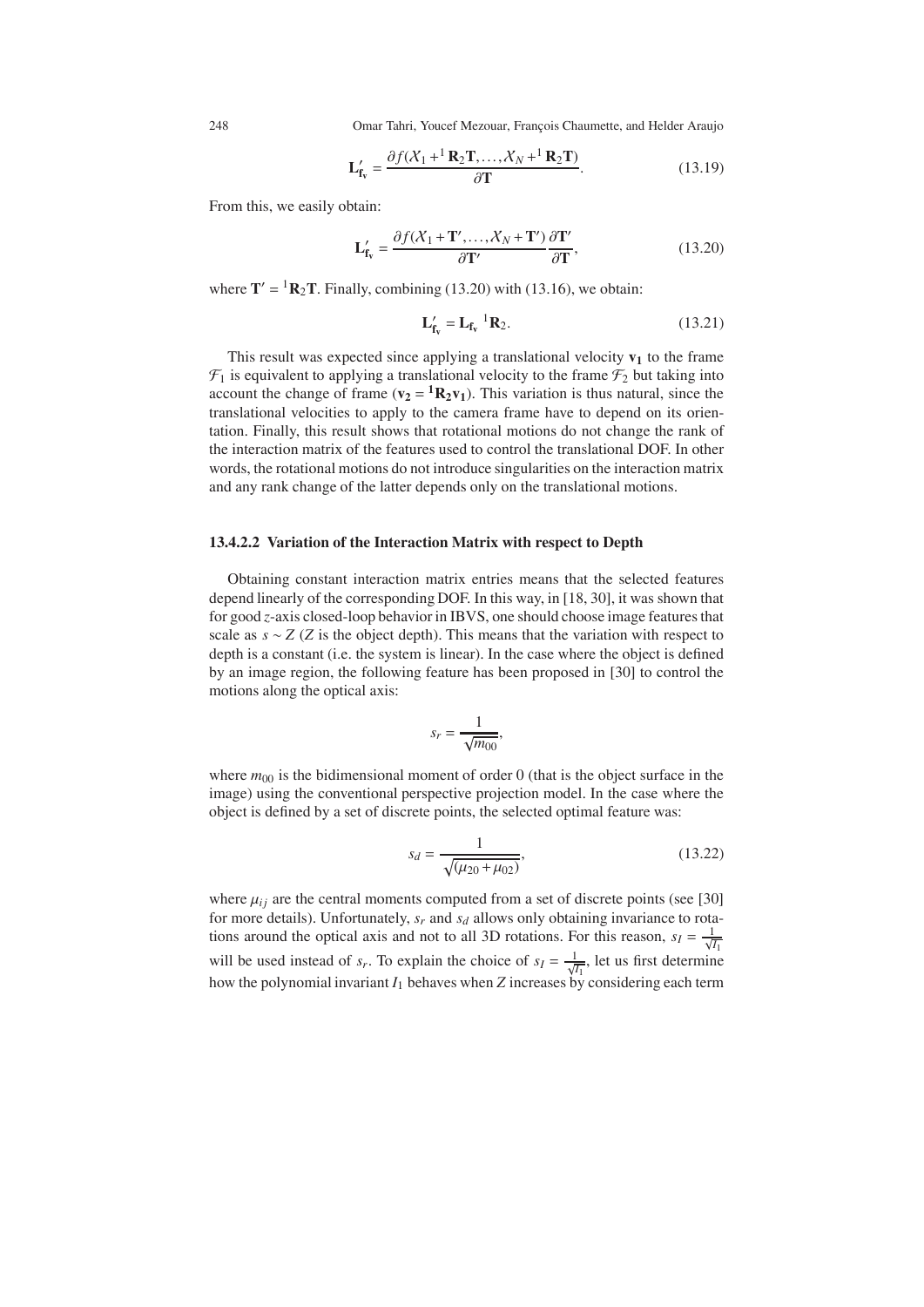$$\mathbf{L}'_{\mathbf{f_v}} = \frac{\partial f(\mathcal{X}_1 + {}^1\mathbf{R}_2\mathbf{T}, \ldots, \mathcal{X}_N + {}^1\mathbf{R}_2\mathbf{T})}{\partial \mathbf{T}}. \tag{13.19}$$

From this, we easily obtain:

$$\mathbf{L}'_{\mathbf{f_v}} = \frac{\partial f(\mathcal{X}_1 + \mathbf{T}', \ldots, \mathcal{X}_N + \mathbf{T}')}{\partial \mathbf{T}'} \frac{\partial \mathbf{T}'}{\partial \mathbf{T}}, \tag{13.20}$$

where $\mathbf{T}' = {}^1\mathbf{R}_2\mathbf{T}$. Finally, combining (13.20) with (13.16), we obtain:

$$\mathbf{L}'_{\mathbf{f_v}} = \mathbf{L}_{\mathbf{f_v}}\ {}^1\mathbf{R}_2. \tag{13.21}$$

This result was expected since applying a translational velocity $\mathbf{v_1}$ to the frame $\mathcal{F}_1$ is equivalent to applying a translational velocity to the frame $\mathcal{F}_2$ but taking into account the change of frame ($\mathbf{v_2} = {}^1\mathbf{R_2}\mathbf{v_1}$). This variation is thus natural, since the translational velocities to apply to the camera frame have to depend on its orientation. Finally, this result shows that rotational motions do not change the rank of the interaction matrix of the features used to control the translational DOF. In other words, the rotational motions do not introduce singularities on the interaction matrix and any rank change of the latter depends only on the translational motions.

#### 13.4.2.2 Variation of the Interaction Matrix with respect to Depth

Obtaining constant interaction matrix entries means that the selected features depend linearly of the corresponding DOF. In this way, in [18, 30], it was shown that for good $z$-axis closed-loop behavior in IBVS, one should choose image features that scale as $s \sim Z$ ($Z$ is the object depth). This means that the variation with respect to depth is a constant (i.e. the system is linear). In the case where the object is defined by an image region, the following feature has been proposed in [30] to control the motions along the optical axis:

$$s_r = \frac{1}{\sqrt{m_{00}}},$$

where $m_{00}$ is the bidimensional moment of order 0 (that is the object surface in the image) using the conventional perspective projection model. In the case where the object is defined by a set of discrete points, the selected optimal feature was:

$$s_d = \frac{1}{\sqrt{(\mu_{20} + \mu_{02})}}, \tag{13.22}$$

where $\mu_{ij}$ are the central moments computed from a set of discrete points (see [30] for more details). Unfortunately, $s_r$ and $s_d$ allows only obtaining invariance to rotations around the optical axis and not to all 3D rotations. For this reason, $s_I = \frac{1}{\sqrt{I_1}}$ will be used instead of $s_r$. To explain the choice of $s_I = \frac{1}{\sqrt{I_1}}$, let us first determine how the polynomial invariant $I_1$ behaves when $Z$ increases by considering each term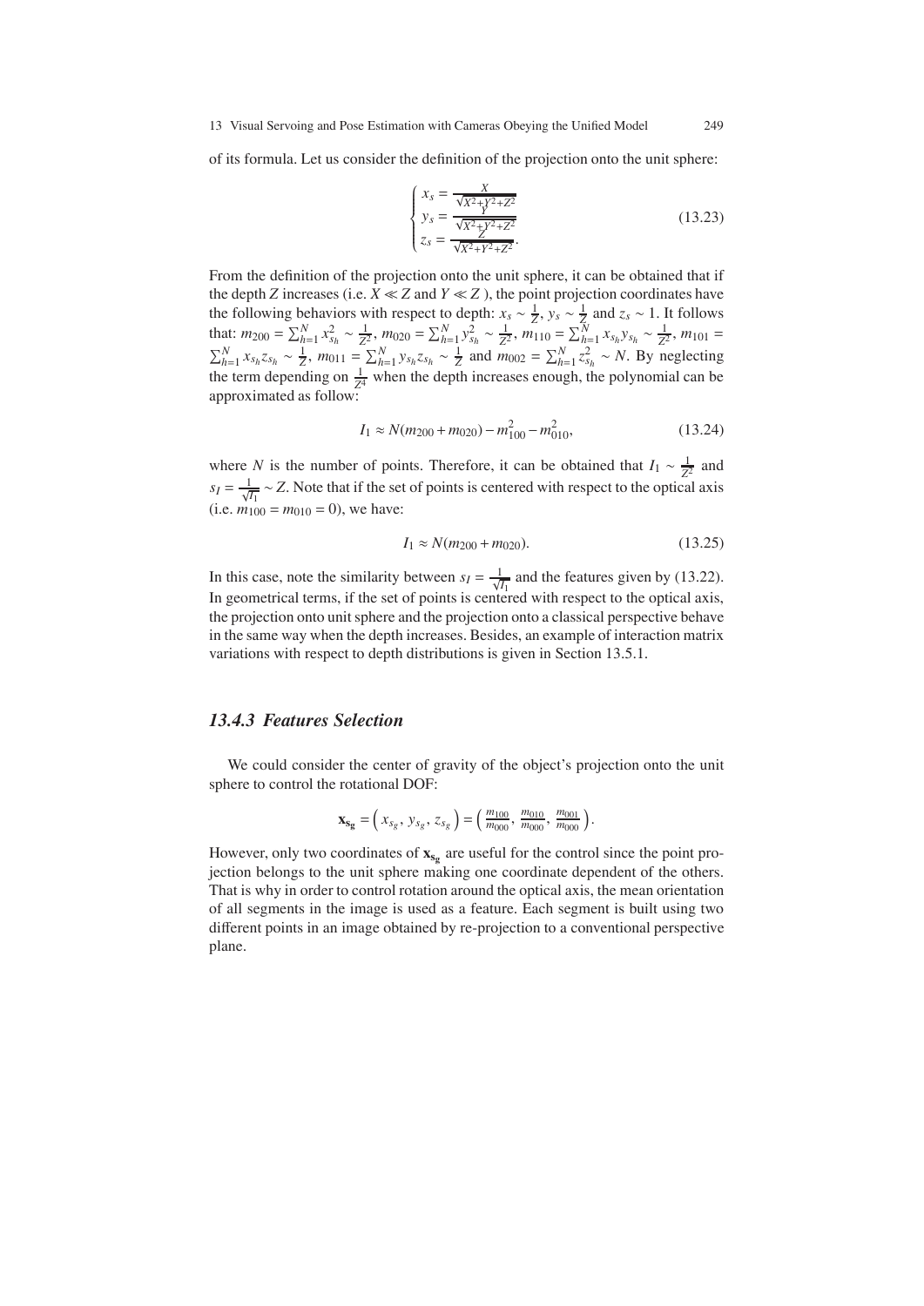of its formula. Let us consider the definition of the projection onto the unit sphere:

$$
\begin{cases}
x_s = \frac{X}{\sqrt{X^2+Y^2+Z^2}} \\
y_s = \frac{Y}{\sqrt{X^2+Y^2+Z^2}} \\
z_s = \frac{Z}{\sqrt{X^2+Y^2+Z^2}}.
\end{cases}
\tag{13.23}
$$

From the definition of the projection onto the unit sphere, it can be obtained that if the depth $Z$ increases (i.e. $X \ll Z$ and $Y \ll Z$ ), the point projection coordinates have the following behaviors with respect to depth: $x_s \sim \frac{1}{Z}$, $y_s \sim \frac{1}{Z}$ and $z_s \sim 1$. It follows that: $m_{200} = \sum_{h=1}^{N} x_{s_h}^2 \sim \frac{1}{Z^2}$, $m_{020} = \sum_{h=1}^{N} y_{s_h}^2 \sim \frac{1}{Z^2}$, $m_{110} = \sum_{h=1}^{N} x_{s_h} y_{s_h} \sim \frac{1}{Z^2}$, $m_{101} = \sum_{h=1}^{N} x_{s_h} z_{s_h} \sim \frac{1}{Z}$, $m_{011} = \sum_{h=1}^{N} y_{s_h} z_{s_h} \sim \frac{1}{Z}$ and $m_{002} = \sum_{h=1}^{N} z_{s_h}^2 \sim N$. By neglecting the term depending on $\frac{1}{Z^4}$ when the depth increases enough, the polynomial can be approximated as follow:

$$
I_1 \approx N(m_{200} + m_{020}) - m_{100}^2 - m_{010}^2,
\tag{13.24}
$$

where $N$ is the number of points. Therefore, it can be obtained that $I_1 \sim \frac{1}{Z^2}$ and $s_I = \frac{1}{\sqrt{I_1}} \sim Z$. Note that if the set of points is centered with respect to the optical axis (i.e. $m_{100} = m_{010} = 0$), we have:

$$
I_1 \approx N(m_{200} + m_{020}).
\tag{13.25}
$$

In this case, note the similarity between $s_I = \frac{1}{\sqrt{I_1}}$ and the features given by (13.22). In geometrical terms, if the set of points is centered with respect to the optical axis, the projection onto unit sphere and the projection onto a classical perspective behave in the same way when the depth increases. Besides, an example of interaction matrix variations with respect to depth distributions is given in Section 13.5.1.

### 13.4.3 Features Selection

We could consider the center of gravity of the object's projection onto the unit sphere to control the rotational DOF:

$$
\mathbf{x_{s_g}} = \left( x_{s_g},\, y_{s_g},\, z_{s_g} \right) = \left( \frac{m_{100}}{m_{000}},\, \frac{m_{010}}{m_{000}},\, \frac{m_{001}}{m_{000}} \right).
$$

However, only two coordinates of $\mathbf{x_{s_g}}$ are useful for the control since the point projection belongs to the unit sphere making one coordinate dependent of the others. That is why in order to control rotation around the optical axis, the mean orientation of all segments in the image is used as a feature. Each segment is built using two different points in an image obtained by re-projection to a conventional perspective plane.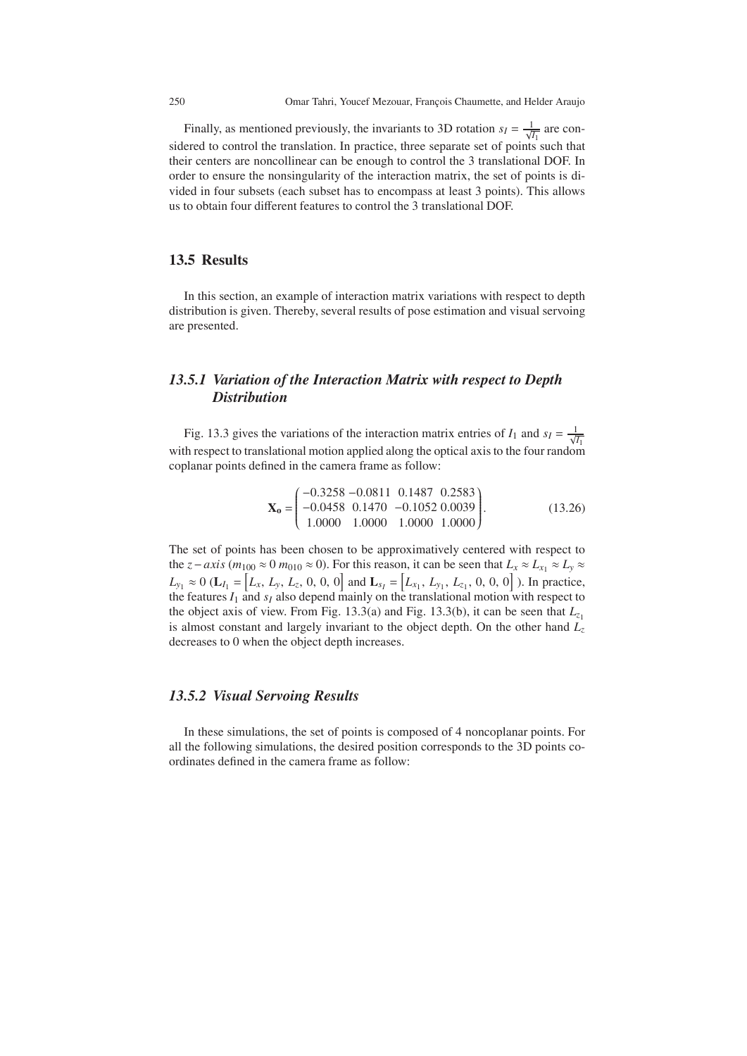Finally, as mentioned previously, the invariants to 3D rotation $s_I = \frac{1}{\sqrt{I_1}}$ are considered to control the translation. In practice, three separate set of points such that their centers are noncollinear can be enough to control the 3 translational DOF. In order to ensure the nonsingularity of the interaction matrix, the set of points is divided in four subsets (each subset has to encompass at least 3 points). This allows us to obtain four different features to control the 3 translational DOF.

## 13.5 Results

In this section, an example of interaction matrix variations with respect to depth distribution is given. Thereby, several results of pose estimation and visual servoing are presented.

### *13.5.1 Variation of the Interaction Matrix with respect to Depth Distribution*

Fig. 13.3 gives the variations of the interaction matrix entries of $I_1$ and $s_I = \frac{1}{\sqrt{I_1}}$ with respect to translational motion applied along the optical axis to the four random coplanar points defined in the camera frame as follow:

$$\mathbf{X_o} = \begin{pmatrix} -0.3258 & -0.0811 & 0.1487 & 0.2583 \\ -0.0458 & 0.1470 & -0.1052 & 0.0039 \\ 1.0000 & 1.0000 & 1.0000 & 1.0000 \end{pmatrix}. \tag{13.26}$$

The set of points has been chosen to be approximatively centered with respect to the $z-axis$ ($m_{100} \approx 0$ $m_{010} \approx 0$). For this reason, it can be seen that $L_x \approx L_{x_1} \approx L_y \approx L_{y_1} \approx 0$ ($\mathbf{L}_{I_1} = \left[L_x,\, L_y,\, L_z,\, 0,\, 0,\, 0\right]$ and $\mathbf{L}_{s_I} = \left[L_{x_1},\, L_{y_1},\, L_{z_1},\, 0,\, 0,\, 0\right]$ ). In practice, the features $I_1$ and $s_I$ also depend mainly on the translational motion with respect to the object axis of view. From Fig. 13.3(a) and Fig. 13.3(b), it can be seen that $L_{z_1}$ is almost constant and largely invariant to the object depth. On the other hand $L_z$ decreases to 0 when the object depth increases.

### *13.5.2 Visual Servoing Results*

In these simulations, the set of points is composed of 4 noncoplanar points. For all the following simulations, the desired position corresponds to the 3D points coordinates defined in the camera frame as follow: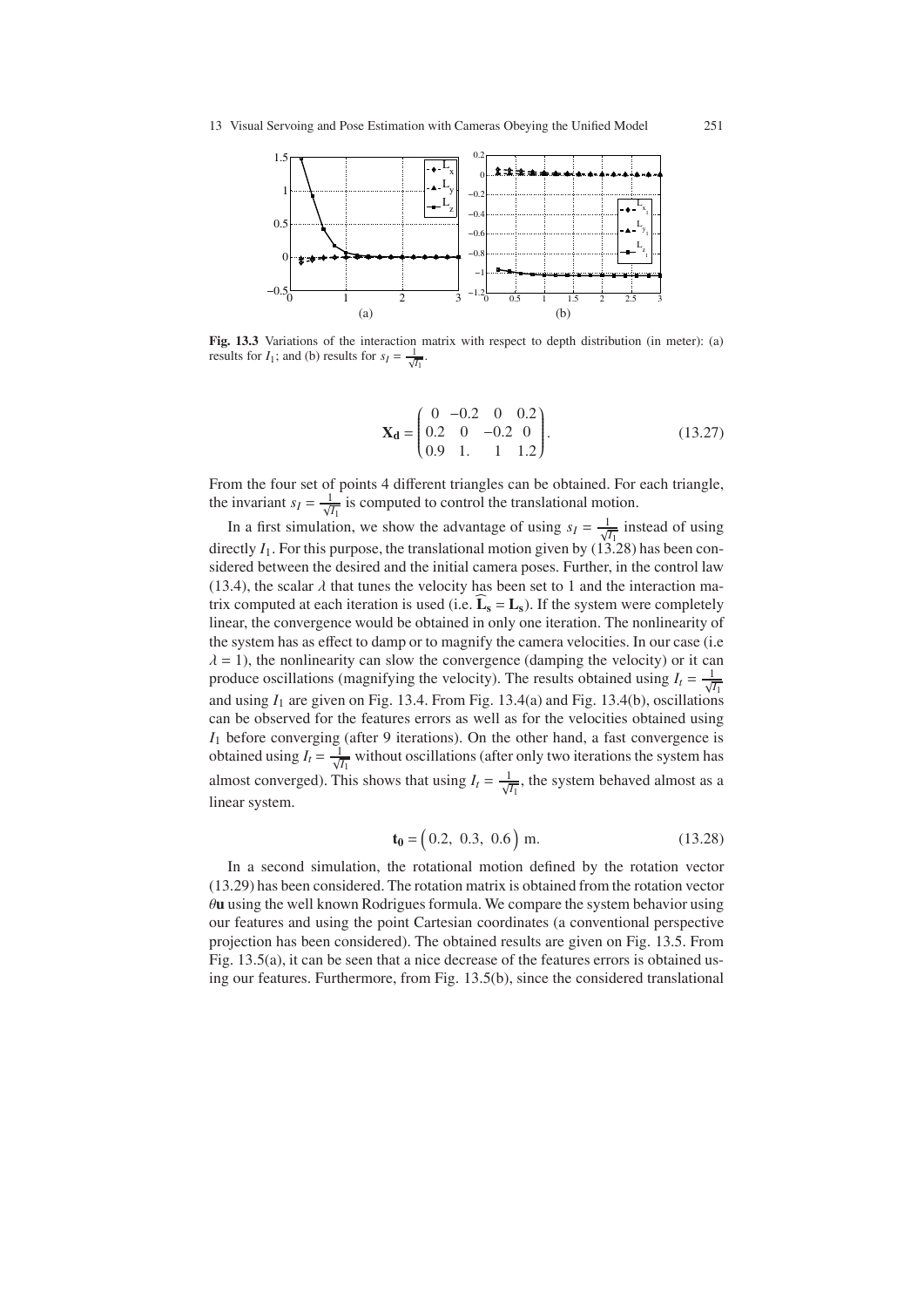**Fig. 13.3** Variations of the interaction matrix with respect to depth distribution (in meter): (a) results for $I_1$; and (b) results for $s_I = \frac{1}{\sqrt{I_1}}$.

$$
\mathbf{X_d} = \begin{pmatrix} 0 & -0.2 & 0 & 0.2 \\ 0.2 & 0 & -0.2 & 0 \\ 0.9 & 1. & 1 & 1.2 \end{pmatrix}. \tag{13.27}
$$

From the four set of points 4 different triangles can be obtained. For each triangle, the invariant $s_I = \frac{1}{\sqrt{I_1}}$ is computed to control the translational motion.

In a first simulation, we show the advantage of using $s_I = \frac{1}{\sqrt{I_1}}$ instead of using directly $I_1$. For this purpose, the translational motion given by (13.28) has been considered between the desired and the initial camera poses. Further, in the control law (13.4), the scalar $\lambda$ that tunes the velocity has been set to 1 and the interaction matrix computed at each iteration is used (i.e. $\widehat{\mathbf{L}_\mathbf{s}} = \mathbf{L_s}$). If the system were completely linear, the convergence would be obtained in only one iteration. The nonlinearity of the system has as effect to damp or to magnify the camera velocities. In our case (i.e $\lambda = 1$), the nonlinearity can slow the convergence (damping the velocity) or it can produce oscillations (magnifying the velocity). The results obtained using $I_t = \frac{1}{\sqrt{I_1}}$ and using $I_1$ are given on Fig. 13.4. From Fig. 13.4(a) and Fig. 13.4(b), oscillations can be observed for the features errors as well as for the velocities obtained using $I_1$ before converging (after 9 iterations). On the other hand, a fast convergence is obtained using $I_t = \frac{1}{\sqrt{I_1}}$ without oscillations (after only two iterations the system has almost converged). This shows that using $I_t = \frac{1}{\sqrt{I_1}}$, the system behaved almost as a linear system.

$$
\mathbf{t_0} = \begin{pmatrix} 0.2, & 0.3, & 0.6 \end{pmatrix} \text{ m}. \tag{13.28}
$$

In a second simulation, the rotational motion defined by the rotation vector (13.29) has been considered. The rotation matrix is obtained from the rotation vector $\theta\mathbf{u}$ using the well known Rodrigues formula. We compare the system behavior using our features and using the point Cartesian coordinates (a conventional perspective projection has been considered). The obtained results are given on Fig. 13.5. From Fig. 13.5(a), it can be seen that a nice decrease of the features errors is obtained using our features. Furthermore, from Fig. 13.5(b), since the considered translational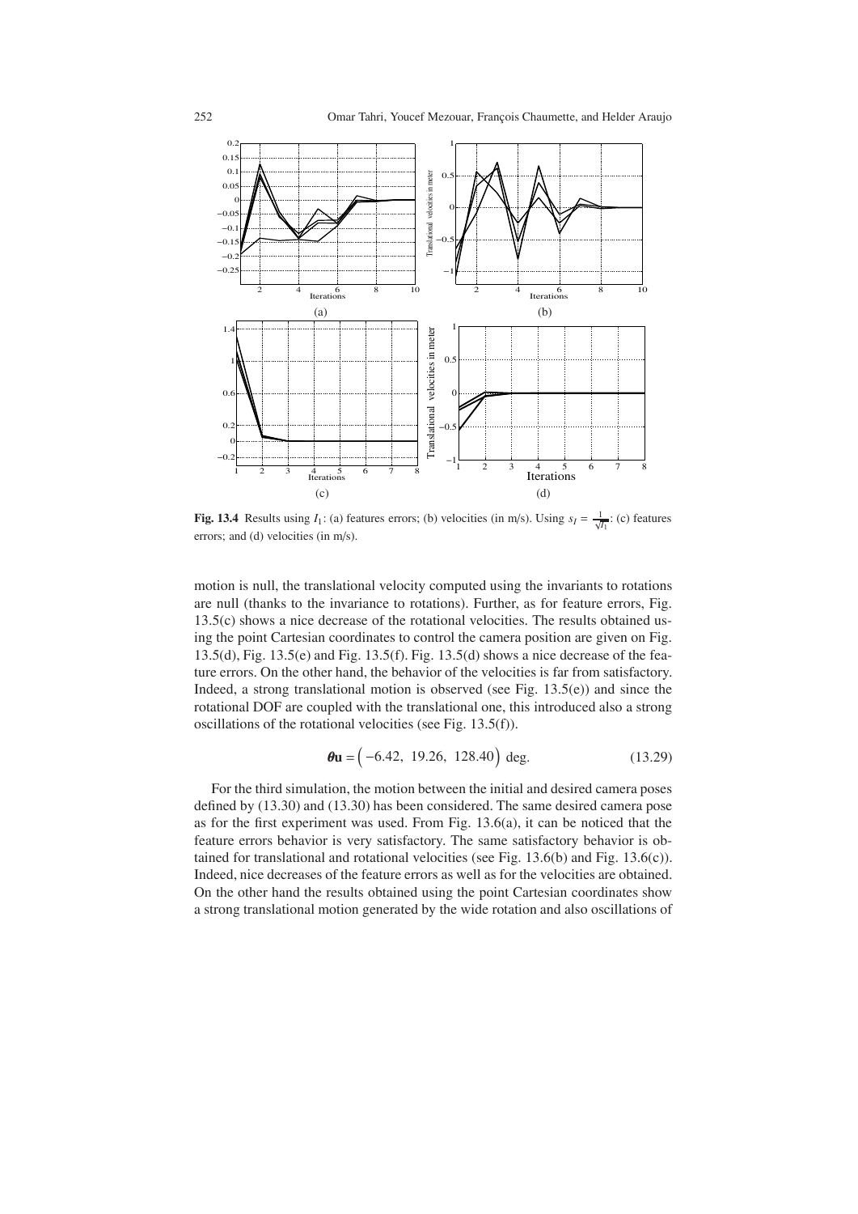**Fig. 13.4** Results using $I_1$: (a) features errors; (b) velocities (in m/s). Using $s_I = \frac{1}{\sqrt{I_1}}$: (c) features errors; and (d) velocities (in m/s).

motion is null, the translational velocity computed using the invariants to rotations are null (thanks to the invariance to rotations). Further, as for feature errors, Fig. 13.5(c) shows a nice decrease of the rotational velocities. The results obtained using the point Cartesian coordinates to control the camera position are given on Fig. 13.5(d), Fig. 13.5(e) and Fig. 13.5(f). Fig. 13.5(d) shows a nice decrease of the feature errors. On the other hand, the behavior of the velocities is far from satisfactory. Indeed, a strong translational motion is observed (see Fig. 13.5(e)) and since the rotational DOF are coupled with the translational one, this introduced also a strong oscillations of the rotational velocities (see Fig. 13.5(f)).

$$\boldsymbol{\theta}\mathbf{u} = \begin{pmatrix} -6.42, & 19.26, & 128.40 \end{pmatrix} \text{ deg.} \tag{13.29}$$

For the third simulation, the motion between the initial and desired camera poses defined by (13.30) and (13.30) has been considered. The same desired camera pose as for the first experiment was used. From Fig. 13.6(a), it can be noticed that the feature errors behavior is very satisfactory. The same satisfactory behavior is obtained for translational and rotational velocities (see Fig. 13.6(b) and Fig. 13.6(c)). Indeed, nice decreases of the feature errors as well as for the velocities are obtained. On the other hand the results obtained using the point Cartesian coordinates show a strong translational motion generated by the wide rotation and also oscillations of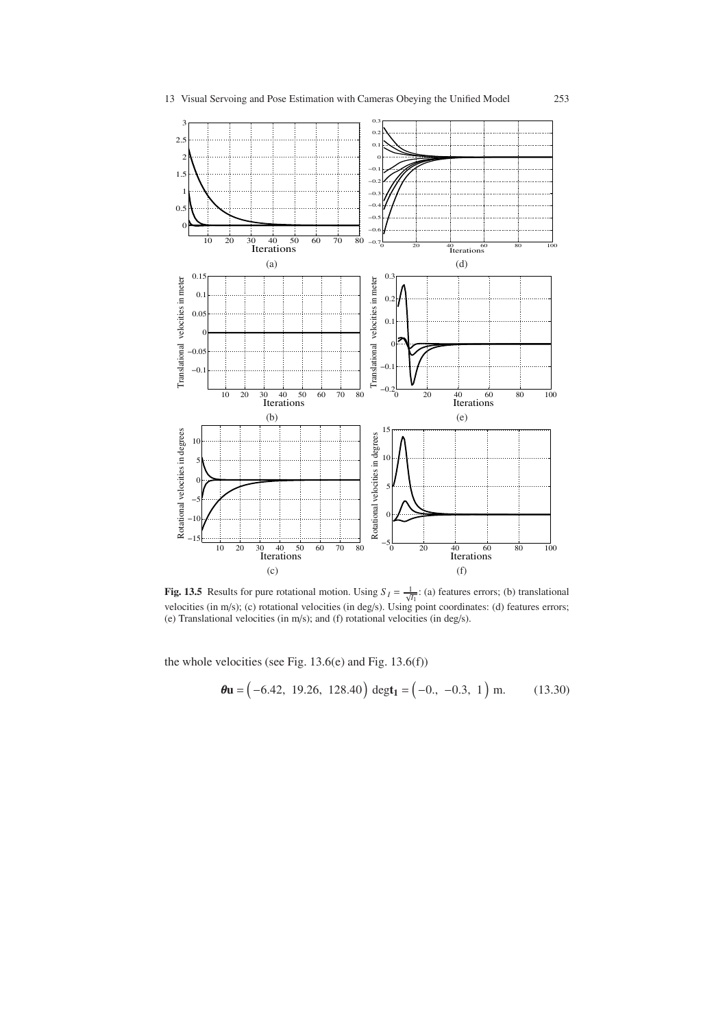**Fig. 13.5** Results for pure rotational motion. Using $S_I = \frac{1}{\sqrt{I_1}}$: (a) features errors; (b) translational velocities (in m/s); (c) rotational velocities (in deg/s). Using point coordinates: (d) features errors; (e) Translational velocities (in m/s); and (f) rotational velocities (in deg/s).

the whole velocities (see Fig. 13.6(e) and Fig. 13.6(f))

$$\boldsymbol{\theta}\mathbf{u} = \begin{pmatrix} -6.42, & 19.26, & 128.40 \end{pmatrix} \text{ deg} \mathbf{t_1} = \begin{pmatrix} -0., & -0.3, & 1 \end{pmatrix} \text{ m.} \tag{13.30}$$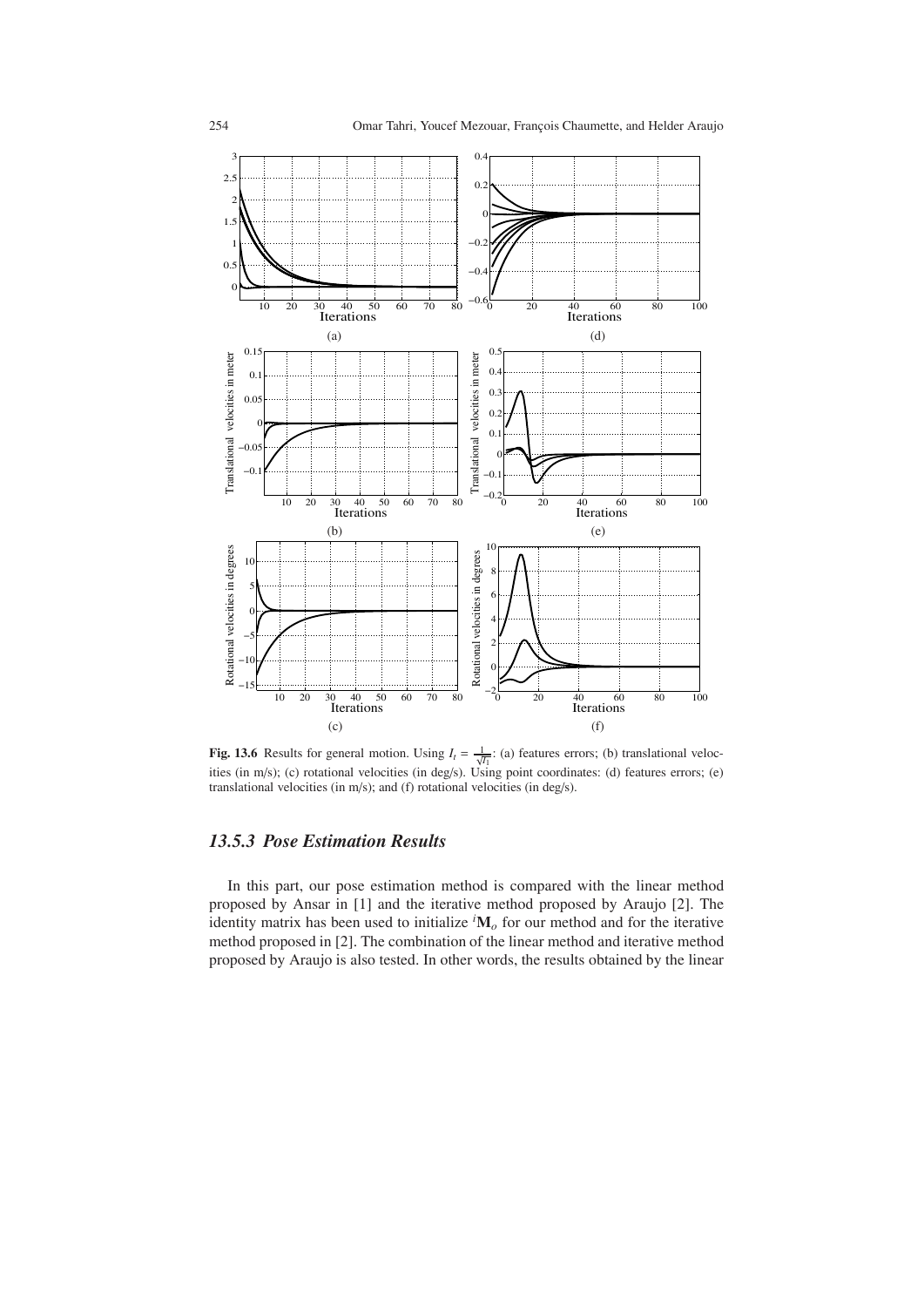**Fig. 13.6** Results for general motion. Using $I_t = \frac{1}{\sqrt{I_1}}$: (a) features errors; (b) translational velocities (in m/s); (c) rotational velocities (in deg/s). Using point coordinates: (d) features errors; (e) translational velocities (in m/s); and (f) rotational velocities (in deg/s).

### 13.5.3 Pose Estimation Results

In this part, our pose estimation method is compared with the linear method proposed by Ansar in [1] and the iterative method proposed by Araujo [2]. The identity matrix has been used to initialize ${}^i\mathbf{M}_o$ for our method and for the iterative method proposed in [2]. The combination of the linear method and iterative method proposed by Araujo is also tested. In other words, the results obtained by the linear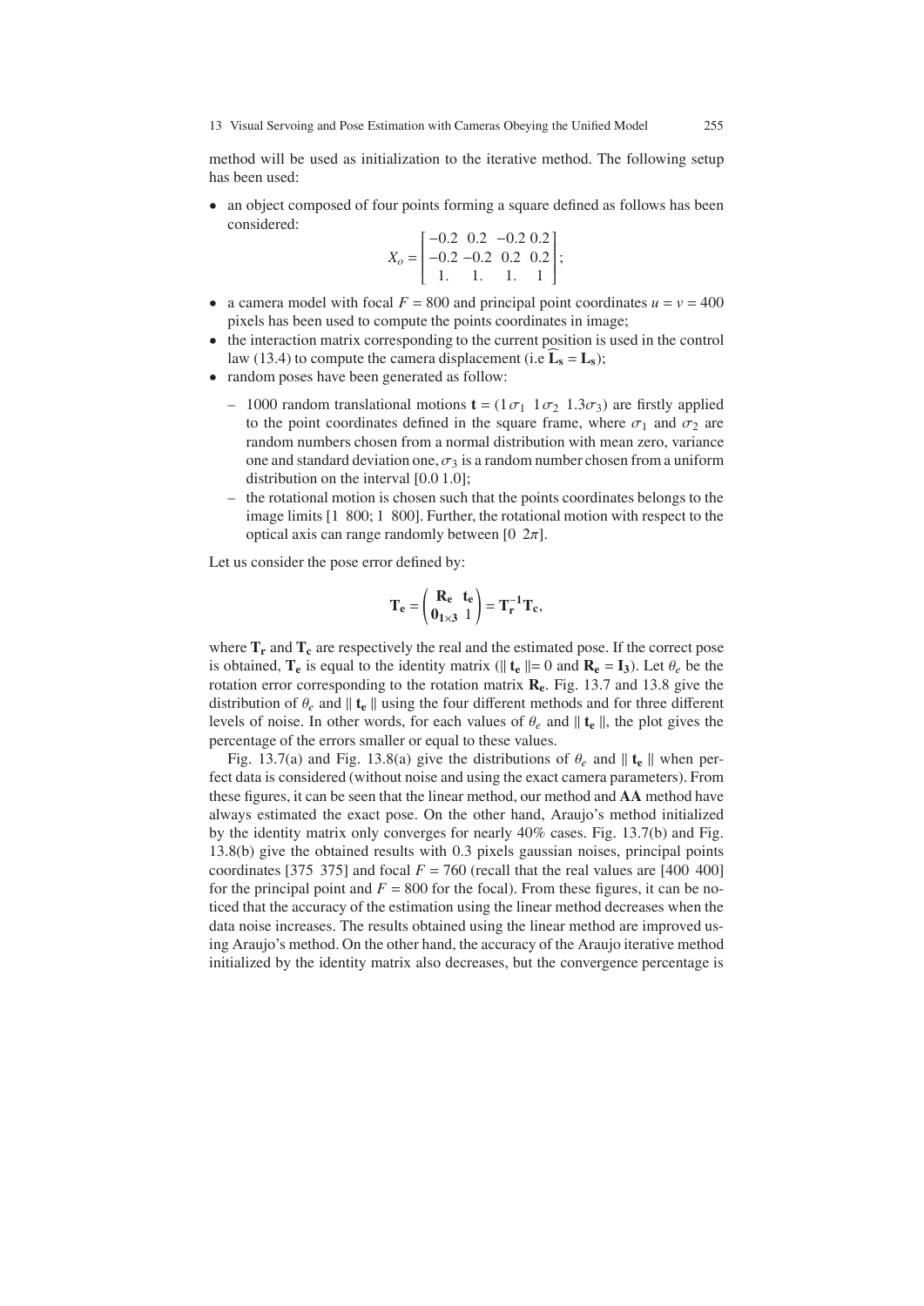method will be used as initialization to the iterative method. The following setup has been used:

- an object composed of four points forming a square defined as follows has been considered:

$$X_o = \begin{bmatrix} -0.2 & 0.2 & -0.2 & 0.2 \\ -0.2 & -0.2 & 0.2 & 0.2 \\ 1. & 1. & 1. & 1 \end{bmatrix};$$

- a camera model with focal $F = 800$ and principal point coordinates $u = v = 400$ pixels has been used to compute the points coordinates in image;
- the interaction matrix corresponding to the current position is used in the control law (13.4) to compute the camera displacement (i.e $\widehat{\mathbf{L_s}} = \mathbf{L_s}$);
- random poses have been generated as follow:
  - 1000 random translational motions $\mathbf{t} = (1\sigma_1 \;\; 1\sigma_2 \;\; 1.3\sigma_3)$ are firstly applied to the point coordinates defined in the square frame, where $\sigma_1$ and $\sigma_2$ are random numbers chosen from a normal distribution with mean zero, variance one and standard deviation one, $\sigma_3$ is a random number chosen from a uniform distribution on the interval [0.0 1.0];
  - the rotational motion is chosen such that the points coordinates belongs to the image limits [1 800; 1 800]. Further, the rotational motion with respect to the optical axis can range randomly between $[0 \;\; 2\pi]$.

Let us consider the pose error defined by:

$$\mathbf{T_e} = \begin{pmatrix} \mathbf{R_e} & \mathbf{t_e} \\ \mathbf{0_{1\times 3}} & 1 \end{pmatrix} = \mathbf{T_r^{-1}} \mathbf{T_c},$$

where $\mathbf{T_r}$ and $\mathbf{T_c}$ are respectively the real and the estimated pose. If the correct pose is obtained, $\mathbf{T_e}$ is equal to the identity matrix ($\| \mathbf{t_e} \| = 0$ and $\mathbf{R_e} = \mathbf{I_3}$). Let $\theta_e$ be the rotation error corresponding to the rotation matrix $\mathbf{R_e}$. Fig. 13.7 and 13.8 give the distribution of $\theta_e$ and $\| \mathbf{t_e} \|$ using the four different methods and for three different levels of noise. In other words, for each values of $\theta_e$ and $\| \mathbf{t_e} \|$, the plot gives the percentage of the errors smaller or equal to these values.

Fig. 13.7(a) and Fig. 13.8(a) give the distributions of $\theta_e$ and $\| \mathbf{t_e} \|$ when perfect data is considered (without noise and using the exact camera parameters). From these figures, it can be seen that the linear method, our method and **AA** method have always estimated the exact pose. On the other hand, Araujo's method initialized by the identity matrix only converges for nearly 40% cases. Fig. 13.7(b) and Fig. 13.8(b) give the obtained results with 0.3 pixels gaussian noises, principal points coordinates [375 375] and focal $F = 760$ (recall that the real values are [400 400] for the principal point and $F = 800$ for the focal). From these figures, it can be noticed that the accuracy of the estimation using the linear method decreases when the data noise increases. The results obtained using the linear method are improved using Araujo's method. On the other hand, the accuracy of the Araujo iterative method initialized by the identity matrix also decreases, but the convergence percentage is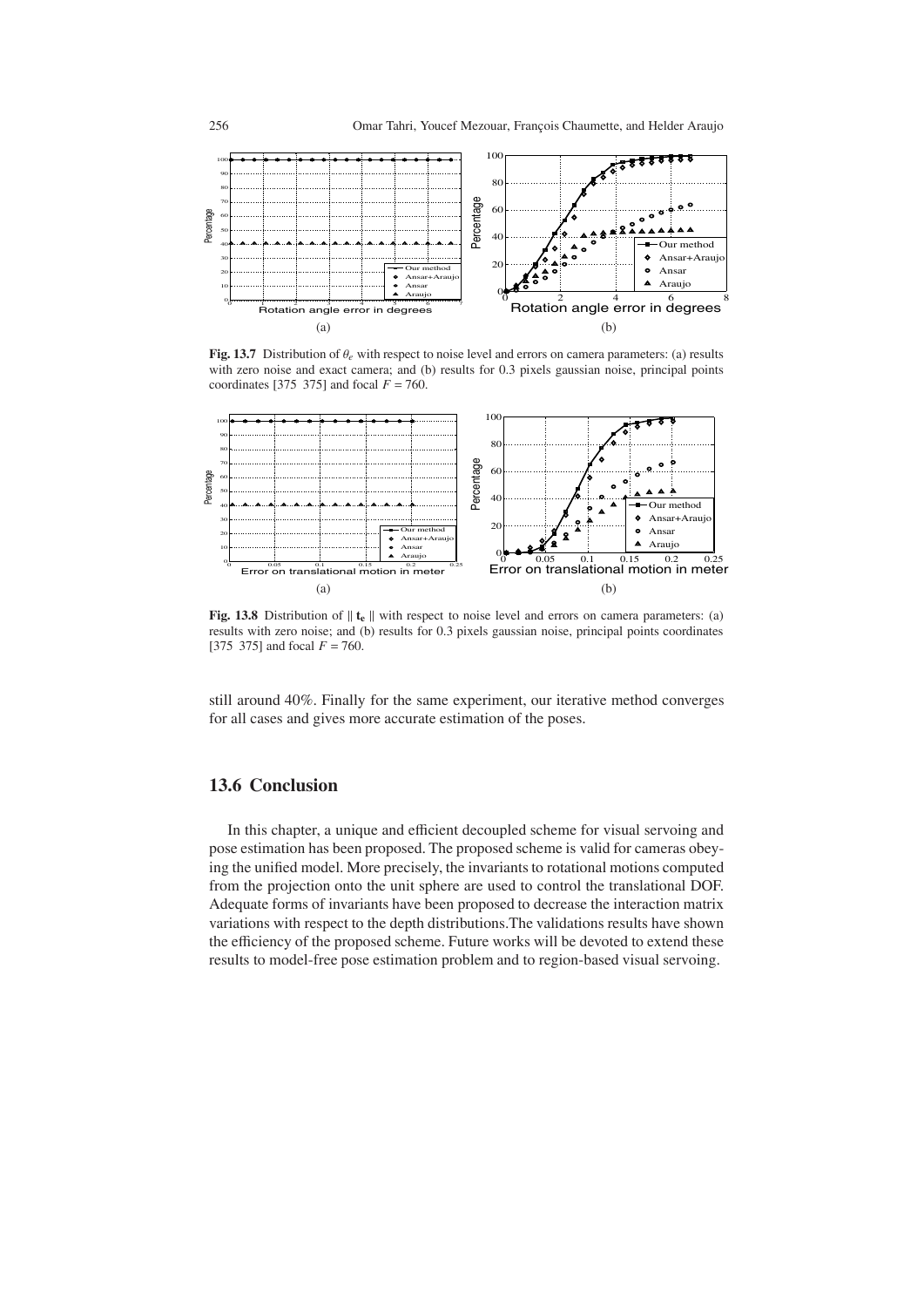**Fig. 13.7** Distribution of $\theta_e$ with respect to noise level and errors on camera parameters: (a) results with zero noise and exact camera; and (b) results for 0.3 pixels gaussian noise, principal points coordinates [375 375] and focal $F = 760$.

**Fig. 13.8** Distribution of $\| \mathbf{t_e} \|$ with respect to noise level and errors on camera parameters: (a) results with zero noise; and (b) results for 0.3 pixels gaussian noise, principal points coordinates [375 375] and focal $F = 760$.

still around 40%. Finally for the same experiment, our iterative method converges for all cases and gives more accurate estimation of the poses.

## 13.6 Conclusion

In this chapter, a unique and efficient decoupled scheme for visual servoing and pose estimation has been proposed. The proposed scheme is valid for cameras obeying the unified model. More precisely, the invariants to rotational motions computed from the projection onto the unit sphere are used to control the translational DOF. Adequate forms of invariants have been proposed to decrease the interaction matrix variations with respect to the depth distributions.The validations results have shown the efficiency of the proposed scheme. Future works will be devoted to extend these results to model-free pose estimation problem and to region-based visual servoing.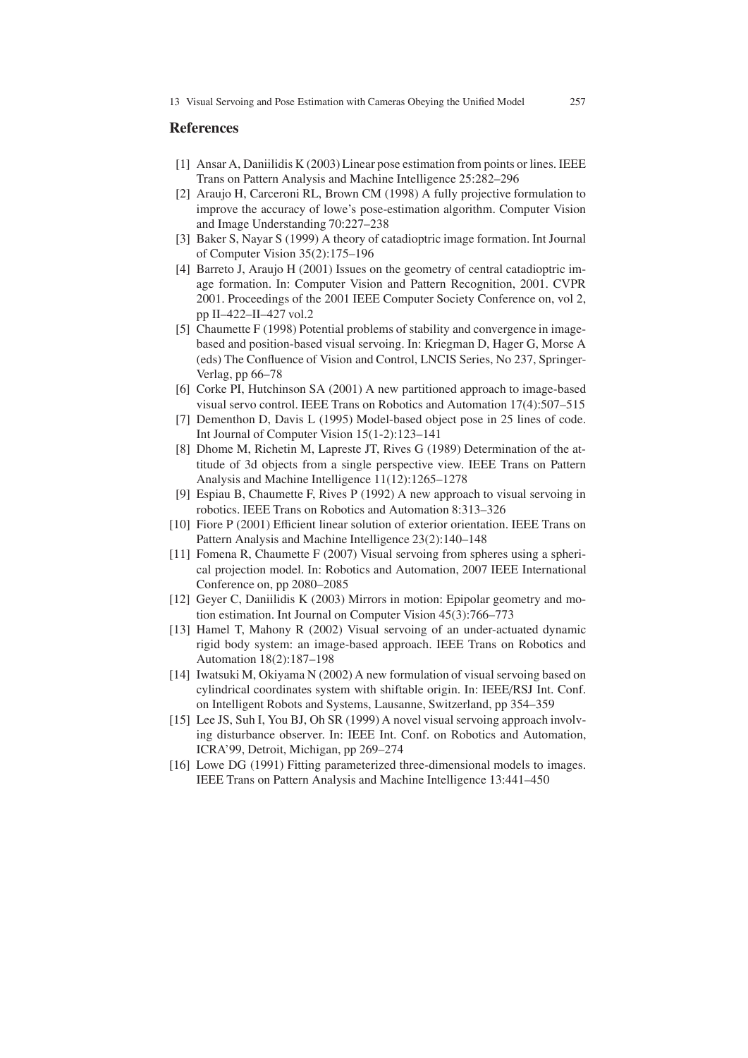## References

[1] Ansar A, Daniilidis K (2003) Linear pose estimation from points or lines. IEEE Trans on Pattern Analysis and Machine Intelligence 25:282–296

[2] Araujo H, Carceroni RL, Brown CM (1998) A fully projective formulation to improve the accuracy of lowe's pose-estimation algorithm. Computer Vision and Image Understanding 70:227–238

[3] Baker S, Nayar S (1999) A theory of catadioptric image formation. Int Journal of Computer Vision 35(2):175–196

[4] Barreto J, Araujo H (2001) Issues on the geometry of central catadioptric image formation. In: Computer Vision and Pattern Recognition, 2001. CVPR 2001. Proceedings of the 2001 IEEE Computer Society Conference on, vol 2, pp II–422–II–427 vol.2

[5] Chaumette F (1998) Potential problems of stability and convergence in image-based and position-based visual servoing. In: Kriegman D, Hager G, Morse A (eds) The Confluence of Vision and Control, LNCIS Series, No 237, Springer-Verlag, pp 66–78

[6] Corke PI, Hutchinson SA (2001) A new partitioned approach to image-based visual servo control. IEEE Trans on Robotics and Automation 17(4):507–515

[7] Dementhon D, Davis L (1995) Model-based object pose in 25 lines of code. Int Journal of Computer Vision 15(1-2):123–141

[8] Dhome M, Richetin M, Lapreste JT, Rives G (1989) Determination of the attitude of 3d objects from a single perspective view. IEEE Trans on Pattern Analysis and Machine Intelligence 11(12):1265–1278

[9] Espiau B, Chaumette F, Rives P (1992) A new approach to visual servoing in robotics. IEEE Trans on Robotics and Automation 8:313–326

[10] Fiore P (2001) Efficient linear solution of exterior orientation. IEEE Trans on Pattern Analysis and Machine Intelligence 23(2):140–148

[11] Fomena R, Chaumette F (2007) Visual servoing from spheres using a spherical projection model. In: Robotics and Automation, 2007 IEEE International Conference on, pp 2080–2085

[12] Geyer C, Daniilidis K (2003) Mirrors in motion: Epipolar geometry and motion estimation. Int Journal on Computer Vision 45(3):766–773

[13] Hamel T, Mahony R (2002) Visual servoing of an under-actuated dynamic rigid body system: an image-based approach. IEEE Trans on Robotics and Automation 18(2):187–198

[14] Iwatsuki M, Okiyama N (2002) A new formulation of visual servoing based on cylindrical coordinates system with shiftable origin. In: IEEE/RSJ Int. Conf. on Intelligent Robots and Systems, Lausanne, Switzerland, pp 354–359

[15] Lee JS, Suh I, You BJ, Oh SR (1999) A novel visual servoing approach involving disturbance observer. In: IEEE Int. Conf. on Robotics and Automation, ICRA'99, Detroit, Michigan, pp 269–274

[16] Lowe DG (1991) Fitting parameterized three-dimensional models to images. IEEE Trans on Pattern Analysis and Machine Intelligence 13:441–450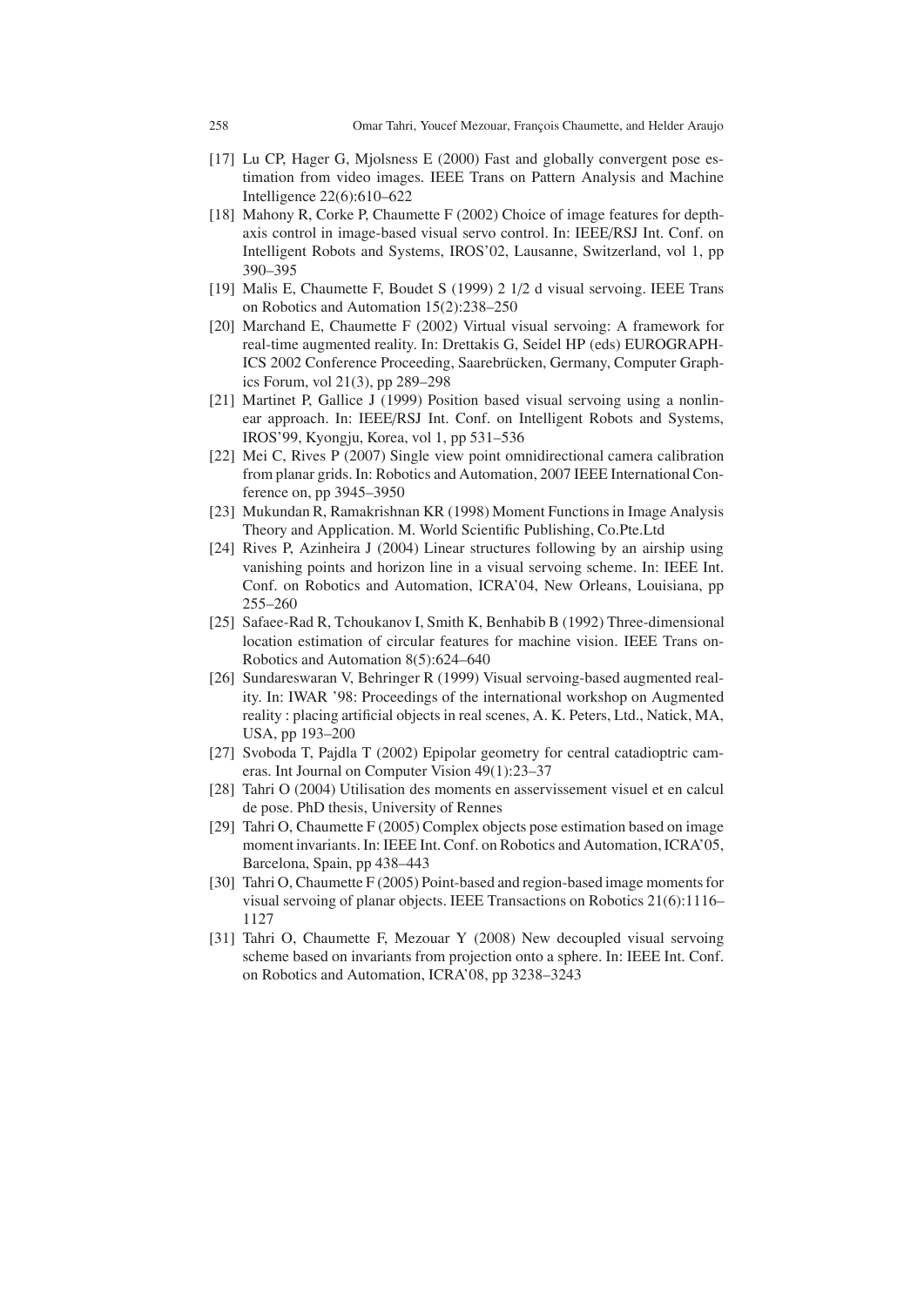[17] Lu CP, Hager G, Mjolsness E (2000) Fast and globally convergent pose estimation from video images. IEEE Trans on Pattern Analysis and Machine Intelligence 22(6):610–622

[18] Mahony R, Corke P, Chaumette F (2002) Choice of image features for depth-axis control in image-based visual servo control. In: IEEE/RSJ Int. Conf. on Intelligent Robots and Systems, IROS'02, Lausanne, Switzerland, vol 1, pp 390–395

[19] Malis E, Chaumette F, Boudet S (1999) 2 1/2 d visual servoing. IEEE Trans on Robotics and Automation 15(2):238–250

[20] Marchand E, Chaumette F (2002) Virtual visual servoing: A framework for real-time augmented reality. In: Drettakis G, Seidel HP (eds) EUROGRAPHICS 2002 Conference Proceeding, Saarebrücken, Germany, Computer Graphics Forum, vol 21(3), pp 289–298

[21] Martinet P, Gallice J (1999) Position based visual servoing using a nonlinear approach. In: IEEE/RSJ Int. Conf. on Intelligent Robots and Systems, IROS'99, Kyongju, Korea, vol 1, pp 531–536

[22] Mei C, Rives P (2007) Single view point omnidirectional camera calibration from planar grids. In: Robotics and Automation, 2007 IEEE International Conference on, pp 3945–3950

[23] Mukundan R, Ramakrishnan KR (1998) Moment Functions in Image Analysis Theory and Application. M. World Scientific Publishing, Co.Pte.Ltd

[24] Rives P, Azinheira J (2004) Linear structures following by an airship using vanishing points and horizon line in a visual servoing scheme. In: IEEE Int. Conf. on Robotics and Automation, ICRA'04, New Orleans, Louisiana, pp 255–260

[25] Safaee-Rad R, Tchoukanov I, Smith K, Benhabib B (1992) Three-dimensional location estimation of circular features for machine vision. IEEE Trans on-Robotics and Automation 8(5):624–640

[26] Sundareswaran V, Behringer R (1999) Visual servoing-based augmented reality. In: IWAR '98: Proceedings of the international workshop on Augmented reality : placing artificial objects in real scenes, A. K. Peters, Ltd., Natick, MA, USA, pp 193–200

[27] Svoboda T, Pajdla T (2002) Epipolar geometry for central catadioptric cameras. Int Journal on Computer Vision 49(1):23–37

[28] Tahri O (2004) Utilisation des moments en asservissement visuel et en calcul de pose. PhD thesis, University of Rennes

[29] Tahri O, Chaumette F (2005) Complex objects pose estimation based on image moment invariants. In: IEEE Int. Conf. on Robotics and Automation, ICRA'05, Barcelona, Spain, pp 438–443

[30] Tahri O, Chaumette F (2005) Point-based and region-based image moments for visual servoing of planar objects. IEEE Transactions on Robotics 21(6):1116–1127

[31] Tahri O, Chaumette F, Mezouar Y (2008) New decoupled visual servoing scheme based on invariants from projection onto a sphere. In: IEEE Int. Conf. on Robotics and Automation, ICRA'08, pp 3238–3243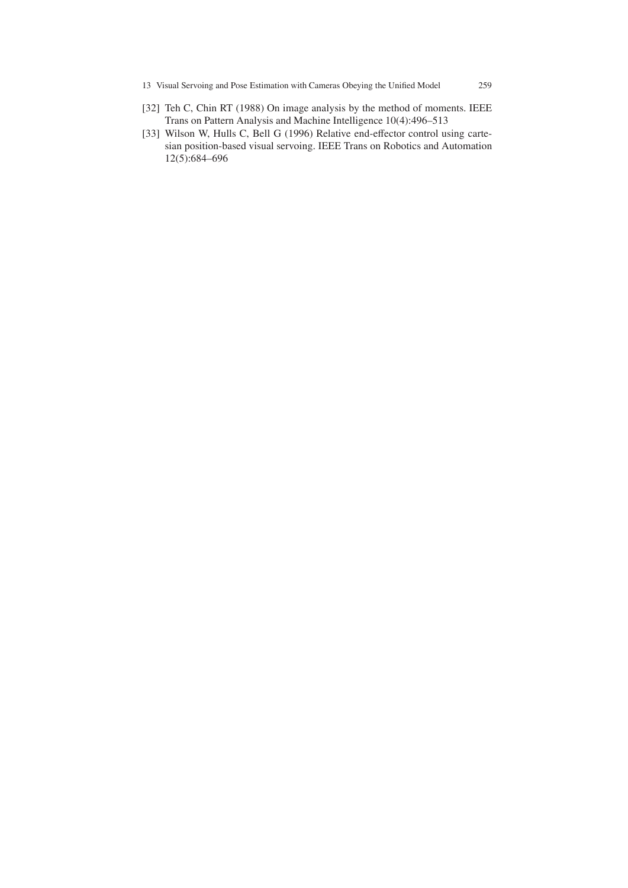[32] Teh C, Chin RT (1988) On image analysis by the method of moments. IEEE Trans on Pattern Analysis and Machine Intelligence 10(4):496–513

[33] Wilson W, Hulls C, Bell G (1996) Relative end-effector control using cartesian position-based visual servoing. IEEE Trans on Robotics and Automation 12(5):684–696